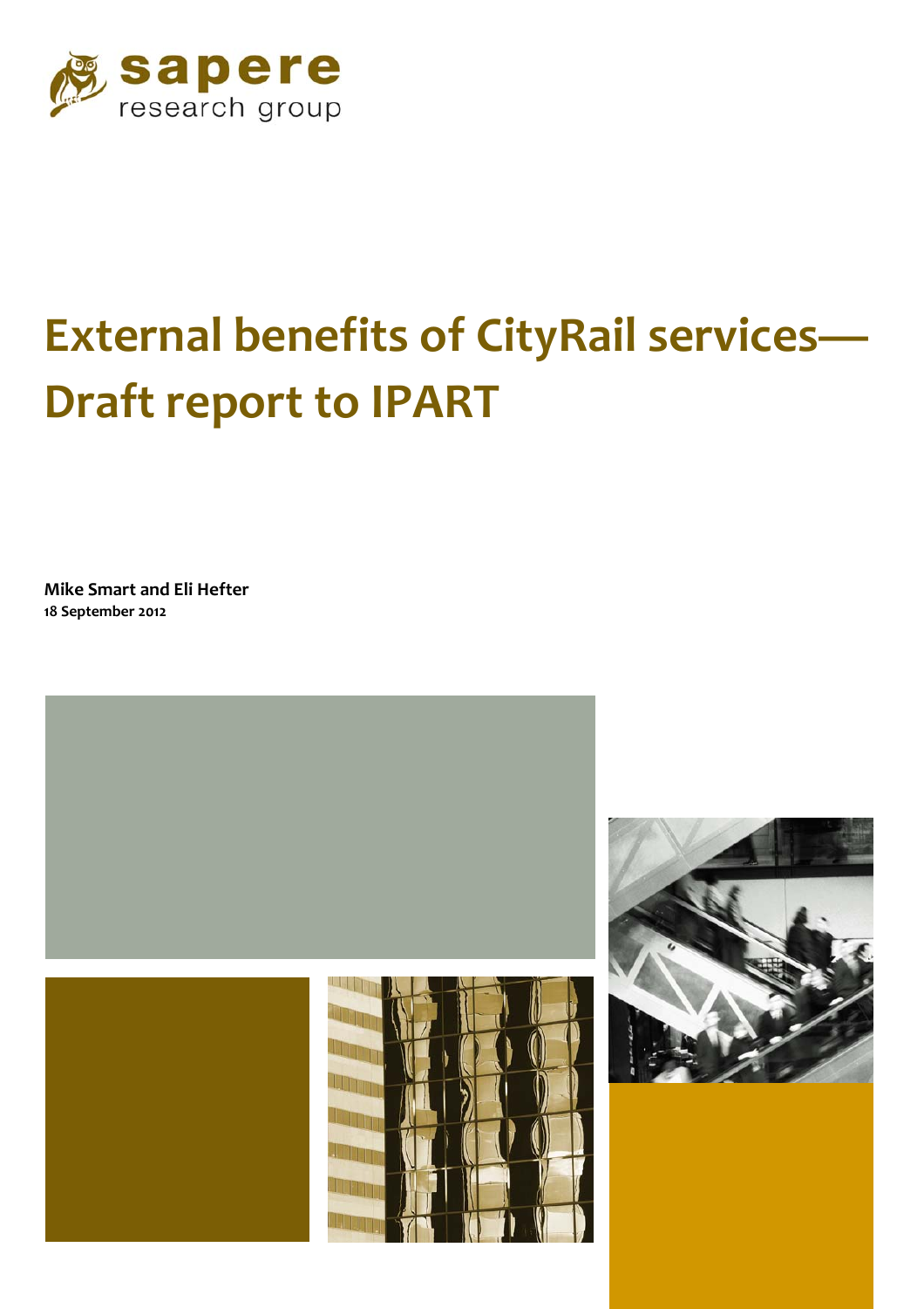sapere research group

# External benefits of CityRail services—Draft report to IPART

**Mike Smart and Eli Hefter**
**18 September 2012**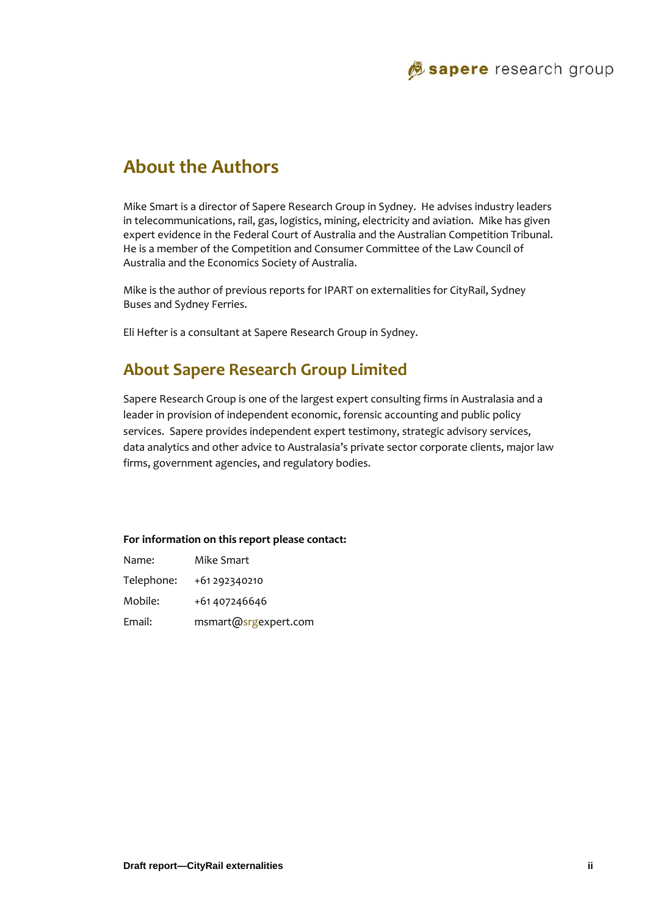## About the Authors

Mike Smart is a director of Sapere Research Group in Sydney. He advises industry leaders in telecommunications, rail, gas, logistics, mining, electricity and aviation. Mike has given expert evidence in the Federal Court of Australia and the Australian Competition Tribunal. He is a member of the Competition and Consumer Committee of the Law Council of Australia and the Economics Society of Australia.

Mike is the author of previous reports for IPART on externalities for CityRail, Sydney Buses and Sydney Ferries.

Eli Hefter is a consultant at Sapere Research Group in Sydney.

## About Sapere Research Group Limited

Sapere Research Group is one of the largest expert consulting firms in Australasia and a leader in provision of independent economic, forensic accounting and public policy services. Sapere provides independent expert testimony, strategic advisory services, data analytics and other advice to Australasia's private sector corporate clients, major law firms, government agencies, and regulatory bodies.

**For information on this report please contact:**

| | |
|---|---|
| Name: | Mike Smart |
| Telephone: | +61 292340210 |
| Mobile: | +61 407246646 |
| Email: | msmart@srgexpert.com |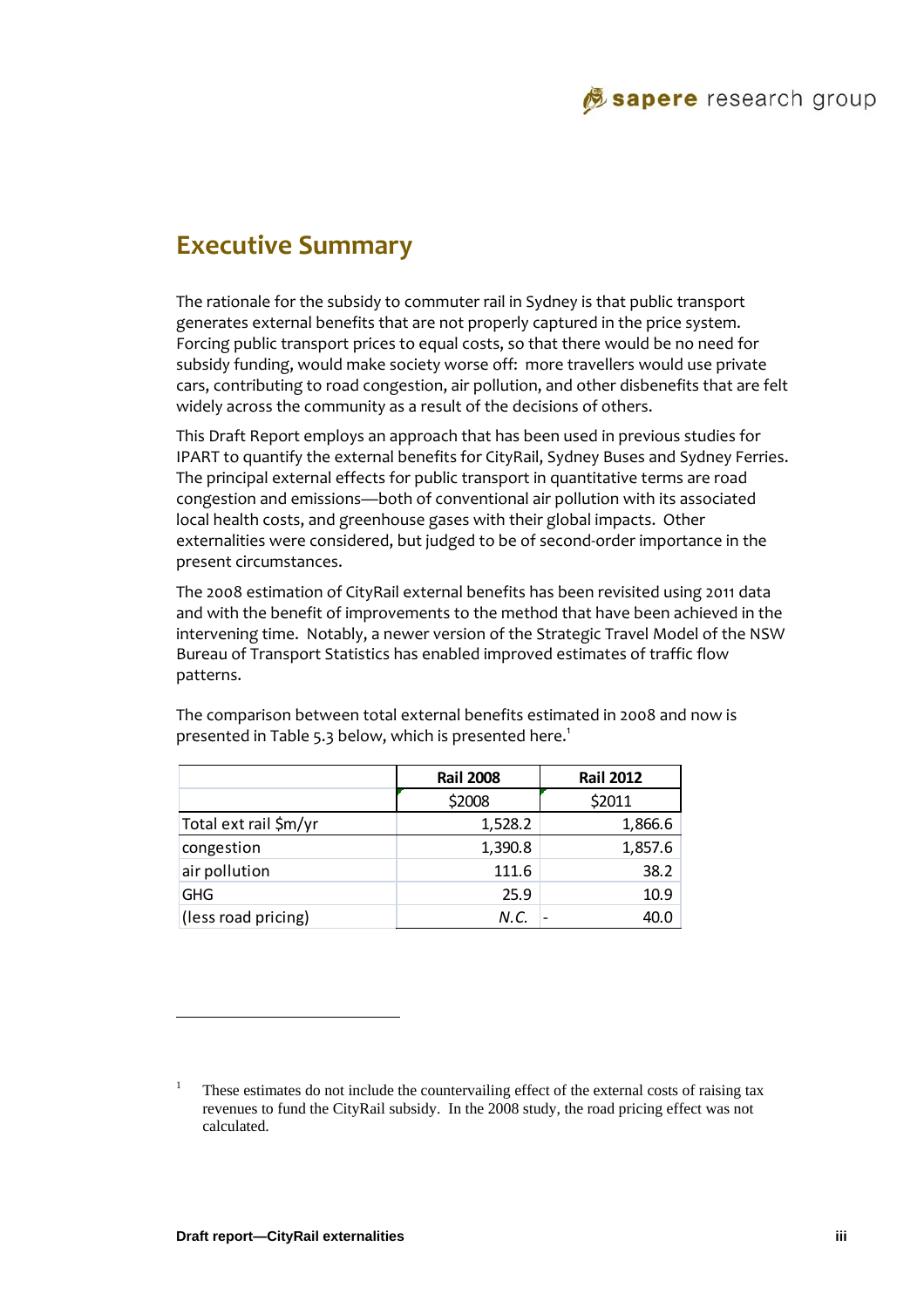# Executive Summary

The rationale for the subsidy to commuter rail in Sydney is that public transport generates external benefits that are not properly captured in the price system. Forcing public transport prices to equal costs, so that there would be no need for subsidy funding, would make society worse off: more travellers would use private cars, contributing to road congestion, air pollution, and other disbenefits that are felt widely across the community as a result of the decisions of others.

This Draft Report employs an approach that has been used in previous studies for IPART to quantify the external benefits for CityRail, Sydney Buses and Sydney Ferries. The principal external effects for public transport in quantitative terms are road congestion and emissions—both of conventional air pollution with its associated local health costs, and greenhouse gases with their global impacts. Other externalities were considered, but judged to be of second-order importance in the present circumstances.

The 2008 estimation of CityRail external benefits has been revisited using 2011 data and with the benefit of improvements to the method that have been achieved in the intervening time. Notably, a newer version of the Strategic Travel Model of the NSW Bureau of Transport Statistics has enabled improved estimates of traffic flow patterns.

The comparison between total external benefits estimated in 2008 and now is presented in Table 5.3 below, which is presented here.[1]

| | Rail 2008 | Rail 2012 |
|---|---|---|
| | $2008 | $2011 |
| Total ext rail $m/yr | 1,528.2 | 1,866.6 |
| congestion | 1,390.8 | 1,857.6 |
| air pollution | 111.6 | 38.2 |
| GHG | 25.9 | 10.9 |
| (less road pricing) | *N.C.* | - 40.0 |

[1] These estimates do not include the countervailing effect of the external costs of raising tax revenues to fund the CityRail subsidy. In the 2008 study, the road pricing effect was not calculated.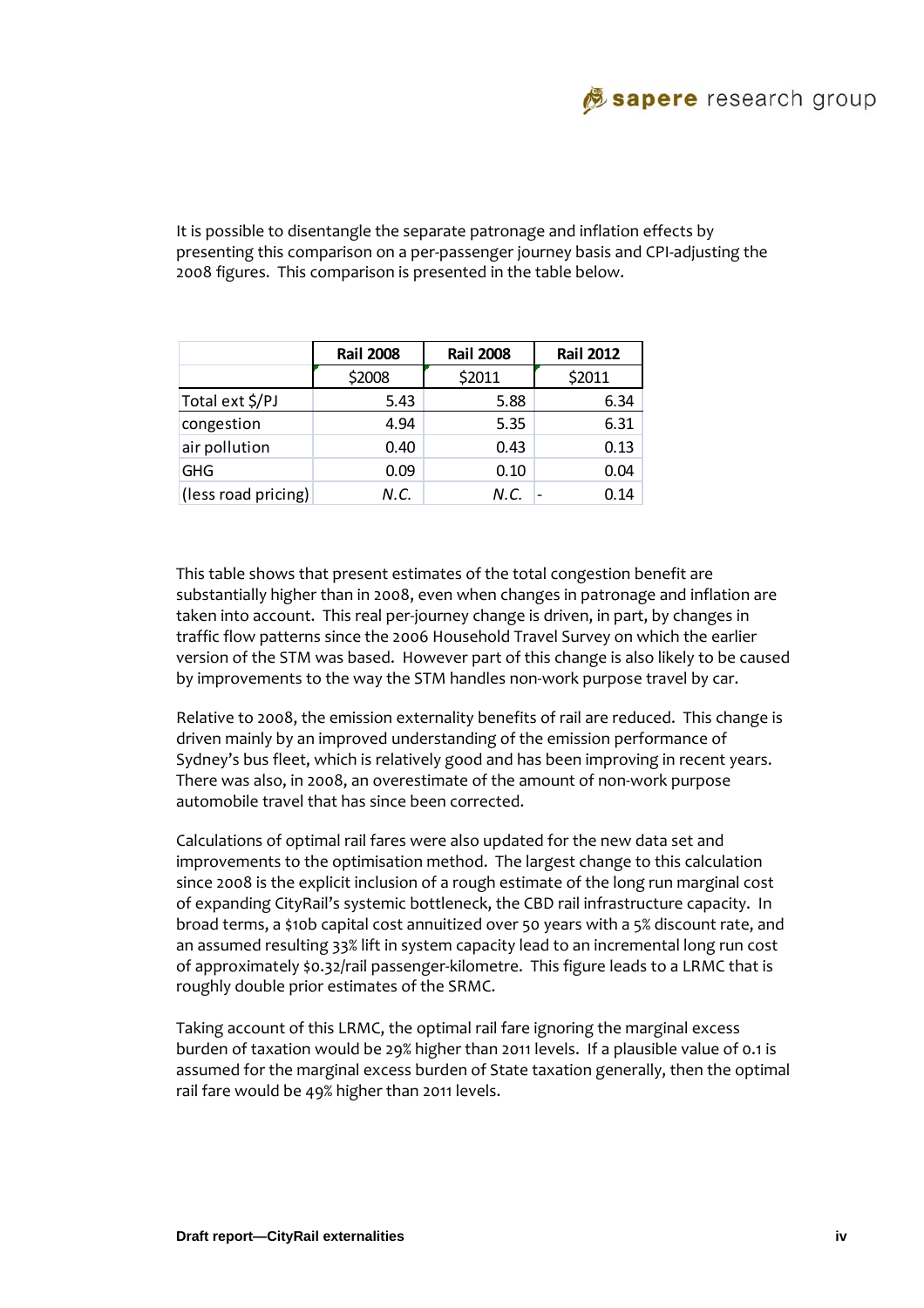It is possible to disentangle the separate patronage and inflation effects by presenting this comparison on a per-passenger journey basis and CPI-adjusting the 2008 figures. This comparison is presented in the table below.

| | **Rail 2008** | **Rail 2008** | **Rail 2012** |
|---|---|---|---|
| | $2008 | $2011 | $2011 |
| Total ext $/PJ | 5.43 | 5.88 | 6.34 |
| congestion | 4.94 | 5.35 | 6.31 |
| air pollution | 0.40 | 0.43 | 0.13 |
| GHG | 0.09 | 0.10 | 0.04 |
| (less road pricing) | *N.C.* | *N.C.* | - 0.14 |

This table shows that present estimates of the total congestion benefit are substantially higher than in 2008, even when changes in patronage and inflation are taken into account. This real per-journey change is driven, in part, by changes in traffic flow patterns since the 2006 Household Travel Survey on which the earlier version of the STM was based. However part of this change is also likely to be caused by improvements to the way the STM handles non-work purpose travel by car.

Relative to 2008, the emission externality benefits of rail are reduced. This change is driven mainly by an improved understanding of the emission performance of Sydney's bus fleet, which is relatively good and has been improving in recent years. There was also, in 2008, an overestimate of the amount of non-work purpose automobile travel that has since been corrected.

Calculations of optimal rail fares were also updated for the new data set and improvements to the optimisation method. The largest change to this calculation since 2008 is the explicit inclusion of a rough estimate of the long run marginal cost of expanding CityRail's systemic bottleneck, the CBD rail infrastructure capacity. In broad terms, a $10b capital cost annuitized over 50 years with a 5% discount rate, and an assumed resulting 33% lift in system capacity lead to an incremental long run cost of approximately $0.32/rail passenger-kilometre. This figure leads to a LRMC that is roughly double prior estimates of the SRMC.

Taking account of this LRMC, the optimal rail fare ignoring the marginal excess burden of taxation would be 29% higher than 2011 levels. If a plausible value of 0.1 is assumed for the marginal excess burden of State taxation generally, then the optimal rail fare would be 49% higher than 2011 levels.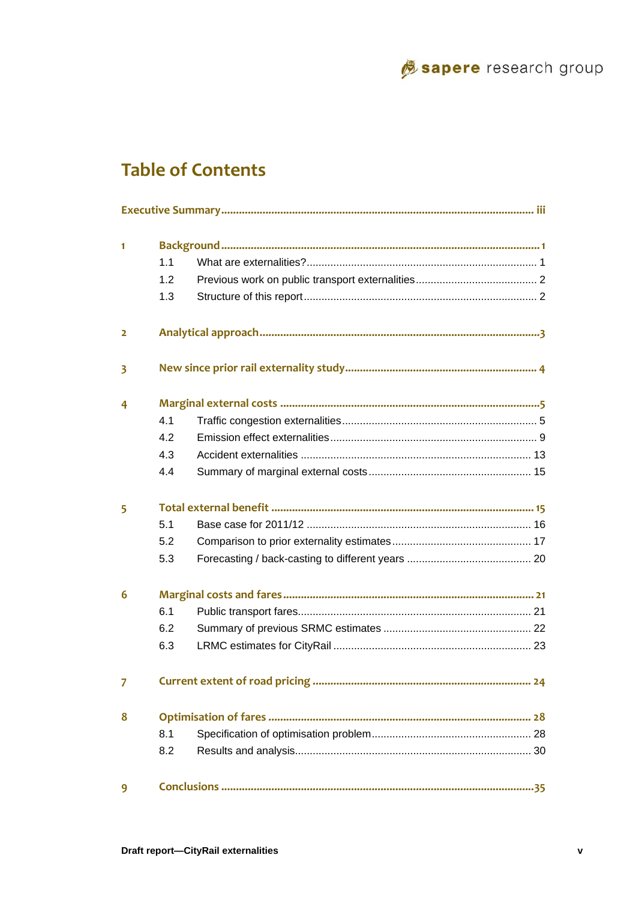# Table of Contents

**Executive Summary** ........................................................................................................ iii

**1 Background** ........................................................................................................ 1

- 1.1 What are externalities? ........................................................................ 1
- 1.2 Previous work on public transport externalities ........................................ 2
- 1.3 Structure of this report ........................................................................ 2

**2 Analytical approach** ........................................................................................ 3

**3 New since prior rail externality study** ................................................................ 4

**4 Marginal external costs** ...................................................................................... 5

- 4.1 Traffic congestion externalities ............................................................ 5
- 4.2 Emission effect externalities ................................................................ 9
- 4.3 Accident externalities ........................................................................ 13
- 4.4 Summary of marginal external costs .................................................... 15

**5 Total external benefit** ...................................................................................... 15

- 5.1 Base case for 2011/12 ........................................................................ 16
- 5.2 Comparison to prior externality estimates ............................................ 17
- 5.3 Forecasting / back-casting to different years ........................................ 20

**6 Marginal costs and fares** .................................................................................. 21

- 6.1 Public transport fares .......................................................................... 21
- 6.2 Summary of previous SRMC estimates ................................................ 22
- 6.3 LRMC estimates for CityRail .............................................................. 23

**7 Current extent of road pricing** .......................................................................... 24

**8 Optimisation of fares** ...................................................................................... 28

- 8.1 Specification of optimisation problem .................................................. 28
- 8.2 Results and analysis .......................................................................... 30

**9 Conclusions** .................................................................................................. 35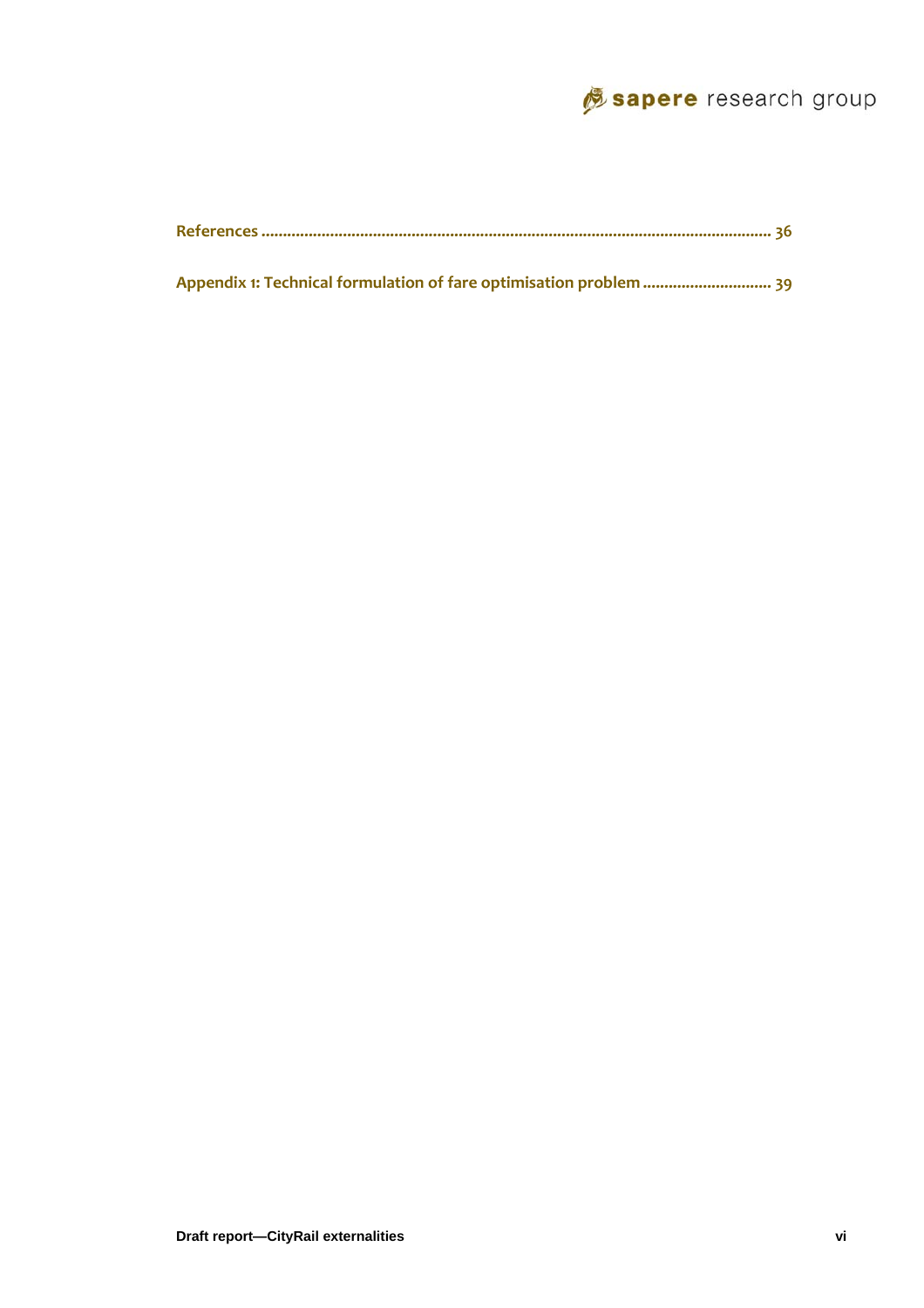**References ........................................................................................................................ 36**

**Appendix 1: Technical formulation of fare optimisation problem .............................. 39**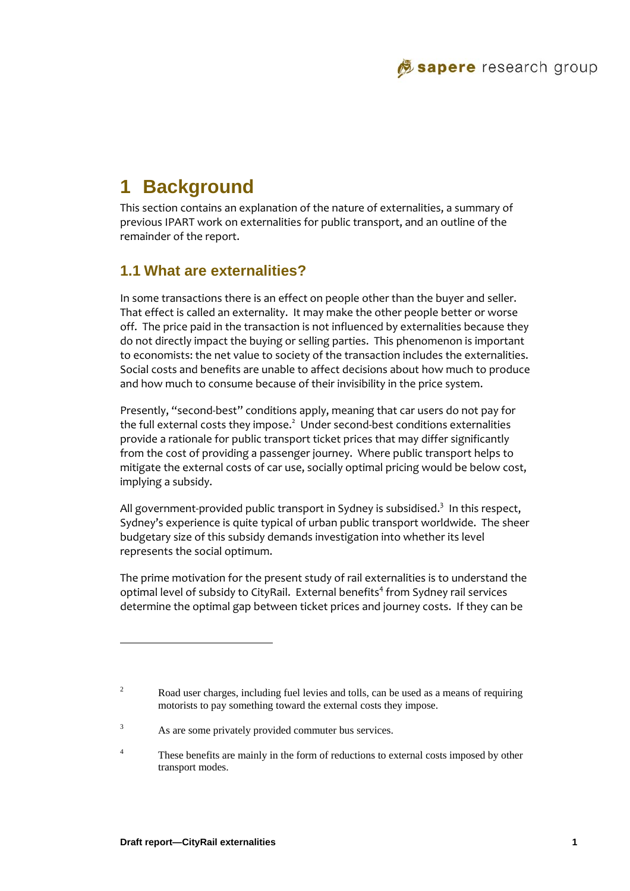# 1 Background

This section contains an explanation of the nature of externalities, a summary of previous IPART work on externalities for public transport, and an outline of the remainder of the report.

## 1.1 What are externalities?

In some transactions there is an effect on people other than the buyer and seller. That effect is called an externality. It may make the other people better or worse off. The price paid in the transaction is not influenced by externalities because they do not directly impact the buying or selling parties. This phenomenon is important to economists: the net value to society of the transaction includes the externalities. Social costs and benefits are unable to affect decisions about how much to produce and how much to consume because of their invisibility in the price system.

Presently, "second-best" conditions apply, meaning that car users do not pay for the full external costs they impose.[2] Under second-best conditions externalities provide a rationale for public transport ticket prices that may differ significantly from the cost of providing a passenger journey. Where public transport helps to mitigate the external costs of car use, socially optimal pricing would be below cost, implying a subsidy.

All government-provided public transport in Sydney is subsidised.[3] In this respect, Sydney's experience is quite typical of urban public transport worldwide. The sheer budgetary size of this subsidy demands investigation into whether its level represents the social optimum.

The prime motivation for the present study of rail externalities is to understand the optimal level of subsidy to CityRail. External benefits[4] from Sydney rail services determine the optimal gap between ticket prices and journey costs. If they can be

---

[2] Road user charges, including fuel levies and tolls, can be used as a means of requiring motorists to pay something toward the external costs they impose.

[3] As are some privately provided commuter bus services.

[4] These benefits are mainly in the form of reductions to external costs imposed by other transport modes.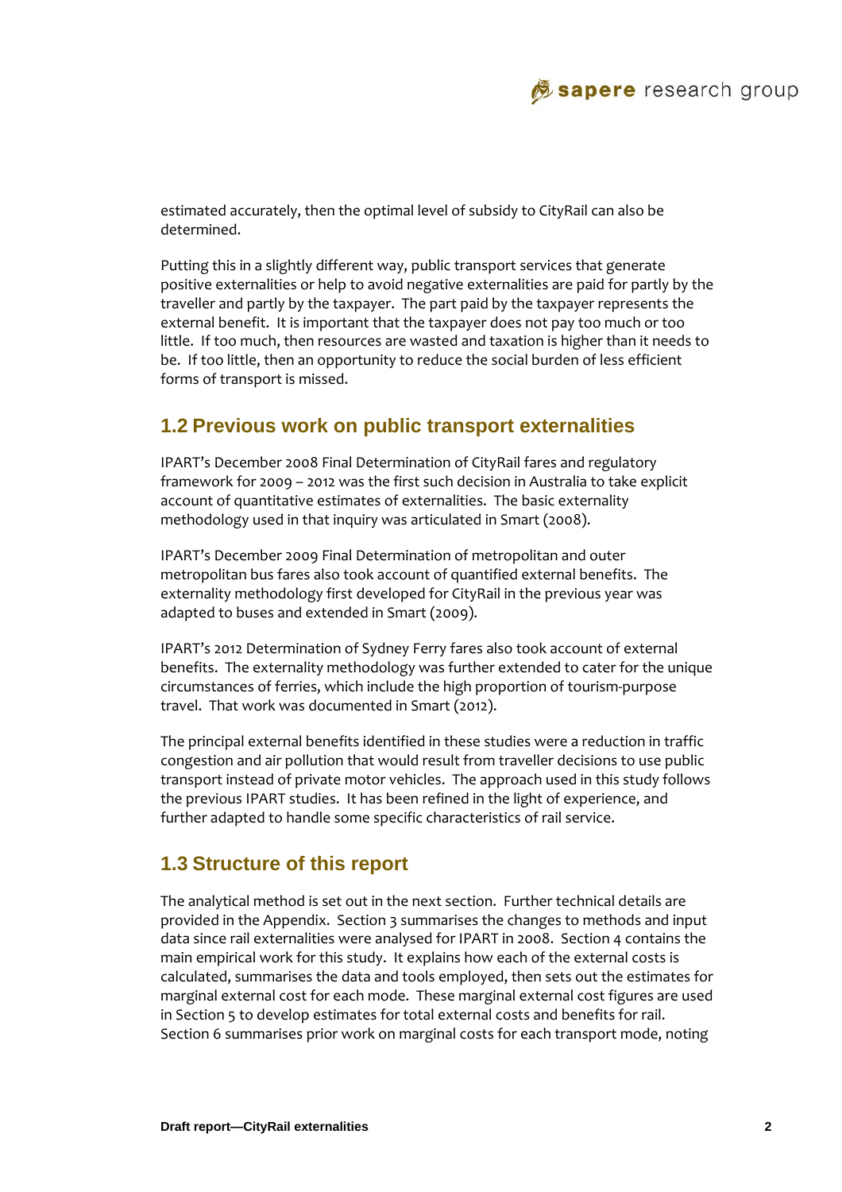estimated accurately, then the optimal level of subsidy to CityRail can also be determined.

Putting this in a slightly different way, public transport services that generate positive externalities or help to avoid negative externalities are paid for partly by the traveller and partly by the taxpayer. The part paid by the taxpayer represents the external benefit. It is important that the taxpayer does not pay too much or too little. If too much, then resources are wasted and taxation is higher than it needs to be. If too little, then an opportunity to reduce the social burden of less efficient forms of transport is missed.

## 1.2 Previous work on public transport externalities

IPART's December 2008 Final Determination of CityRail fares and regulatory framework for 2009 – 2012 was the first such decision in Australia to take explicit account of quantitative estimates of externalities. The basic externality methodology used in that inquiry was articulated in Smart (2008).

IPART's December 2009 Final Determination of metropolitan and outer metropolitan bus fares also took account of quantified external benefits. The externality methodology first developed for CityRail in the previous year was adapted to buses and extended in Smart (2009).

IPART's 2012 Determination of Sydney Ferry fares also took account of external benefits. The externality methodology was further extended to cater for the unique circumstances of ferries, which include the high proportion of tourism-purpose travel. That work was documented in Smart (2012).

The principal external benefits identified in these studies were a reduction in traffic congestion and air pollution that would result from traveller decisions to use public transport instead of private motor vehicles. The approach used in this study follows the previous IPART studies. It has been refined in the light of experience, and further adapted to handle some specific characteristics of rail service.

## 1.3 Structure of this report

The analytical method is set out in the next section. Further technical details are provided in the Appendix. Section 3 summarises the changes to methods and input data since rail externalities were analysed for IPART in 2008. Section 4 contains the main empirical work for this study. It explains how each of the external costs is calculated, summarises the data and tools employed, then sets out the estimates for marginal external cost for each mode. These marginal external cost figures are used in Section 5 to develop estimates for total external costs and benefits for rail. Section 6 summarises prior work on marginal costs for each transport mode, noting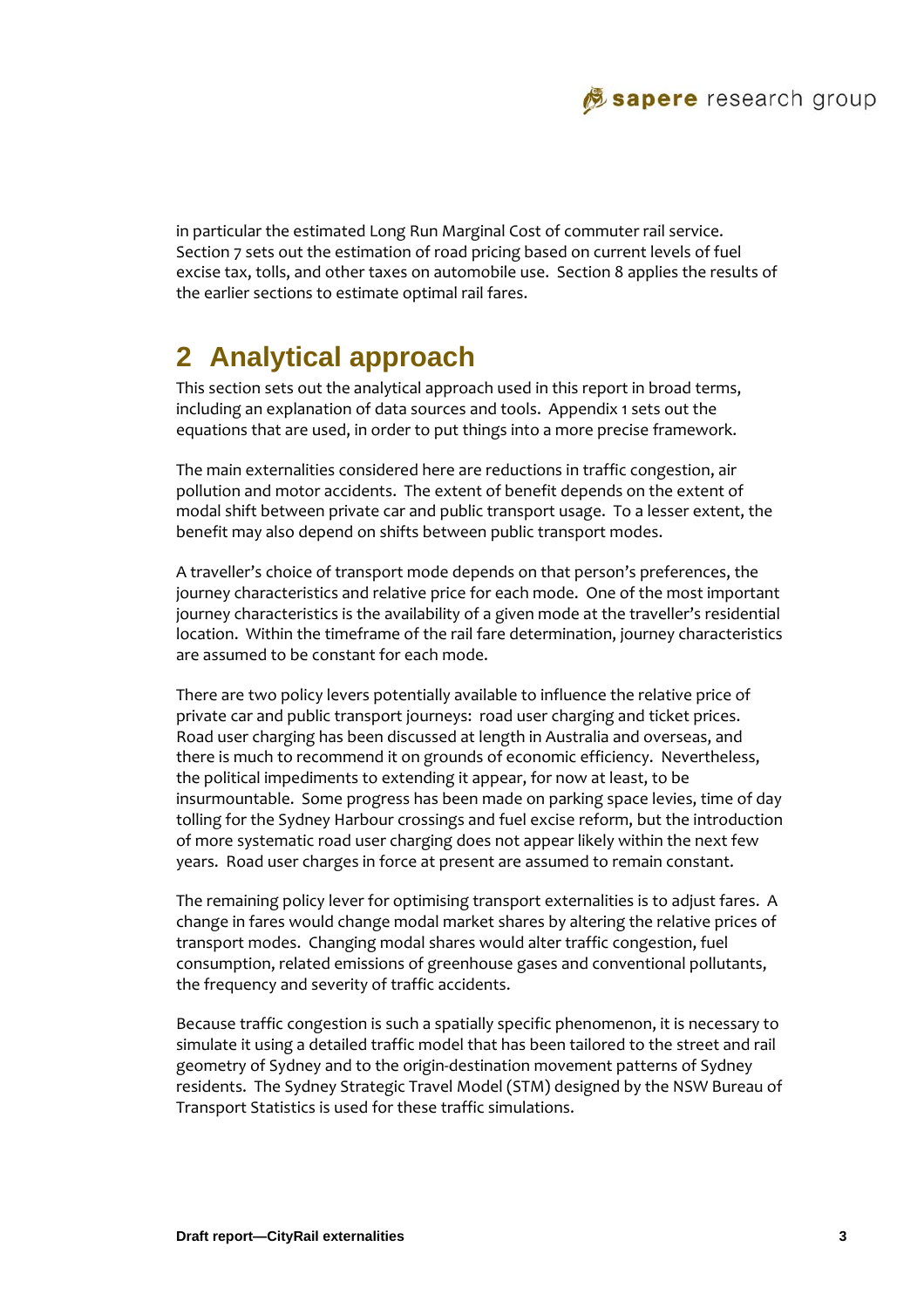in particular the estimated Long Run Marginal Cost of commuter rail service. Section 7 sets out the estimation of road pricing based on current levels of fuel excise tax, tolls, and other taxes on automobile use. Section 8 applies the results of the earlier sections to estimate optimal rail fares.

# 2 Analytical approach

This section sets out the analytical approach used in this report in broad terms, including an explanation of data sources and tools. Appendix 1 sets out the equations that are used, in order to put things into a more precise framework.

The main externalities considered here are reductions in traffic congestion, air pollution and motor accidents. The extent of benefit depends on the extent of modal shift between private car and public transport usage. To a lesser extent, the benefit may also depend on shifts between public transport modes.

A traveller's choice of transport mode depends on that person's preferences, the journey characteristics and relative price for each mode. One of the most important journey characteristics is the availability of a given mode at the traveller's residential location. Within the timeframe of the rail fare determination, journey characteristics are assumed to be constant for each mode.

There are two policy levers potentially available to influence the relative price of private car and public transport journeys: road user charging and ticket prices. Road user charging has been discussed at length in Australia and overseas, and there is much to recommend it on grounds of economic efficiency. Nevertheless, the political impediments to extending it appear, for now at least, to be insurmountable. Some progress has been made on parking space levies, time of day tolling for the Sydney Harbour crossings and fuel excise reform, but the introduction of more systematic road user charging does not appear likely within the next few years. Road user charges in force at present are assumed to remain constant.

The remaining policy lever for optimising transport externalities is to adjust fares. A change in fares would change modal market shares by altering the relative prices of transport modes. Changing modal shares would alter traffic congestion, fuel consumption, related emissions of greenhouse gases and conventional pollutants, the frequency and severity of traffic accidents.

Because traffic congestion is such a spatially specific phenomenon, it is necessary to simulate it using a detailed traffic model that has been tailored to the street and rail geometry of Sydney and to the origin-destination movement patterns of Sydney residents. The Sydney Strategic Travel Model (STM) designed by the NSW Bureau of Transport Statistics is used for these traffic simulations.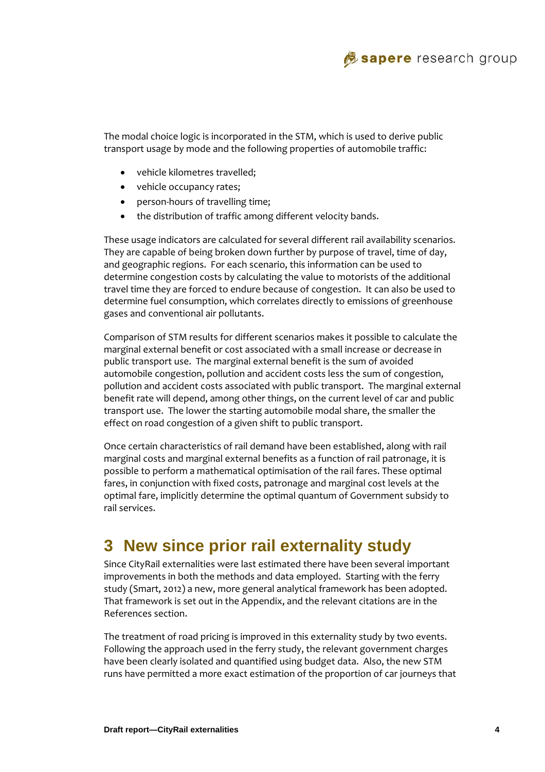The modal choice logic is incorporated in the STM, which is used to derive public transport usage by mode and the following properties of automobile traffic:

- vehicle kilometres travelled;
- vehicle occupancy rates;
- person-hours of travelling time;
- the distribution of traffic among different velocity bands.

These usage indicators are calculated for several different rail availability scenarios. They are capable of being broken down further by purpose of travel, time of day, and geographic regions. For each scenario, this information can be used to determine congestion costs by calculating the value to motorists of the additional travel time they are forced to endure because of congestion. It can also be used to determine fuel consumption, which correlates directly to emissions of greenhouse gases and conventional air pollutants.

Comparison of STM results for different scenarios makes it possible to calculate the marginal external benefit or cost associated with a small increase or decrease in public transport use. The marginal external benefit is the sum of avoided automobile congestion, pollution and accident costs less the sum of congestion, pollution and accident costs associated with public transport. The marginal external benefit rate will depend, among other things, on the current level of car and public transport use. The lower the starting automobile modal share, the smaller the effect on road congestion of a given shift to public transport.

Once certain characteristics of rail demand have been established, along with rail marginal costs and marginal external benefits as a function of rail patronage, it is possible to perform a mathematical optimisation of the rail fares. These optimal fares, in conjunction with fixed costs, patronage and marginal cost levels at the optimal fare, implicitly determine the optimal quantum of Government subsidy to rail services.

# 3 New since prior rail externality study

Since CityRail externalities were last estimated there have been several important improvements in both the methods and data employed. Starting with the ferry study (Smart, 2012) a new, more general analytical framework has been adopted. That framework is set out in the Appendix, and the relevant citations are in the References section.

The treatment of road pricing is improved in this externality study by two events. Following the approach used in the ferry study, the relevant government charges have been clearly isolated and quantified using budget data. Also, the new STM runs have permitted a more exact estimation of the proportion of car journeys that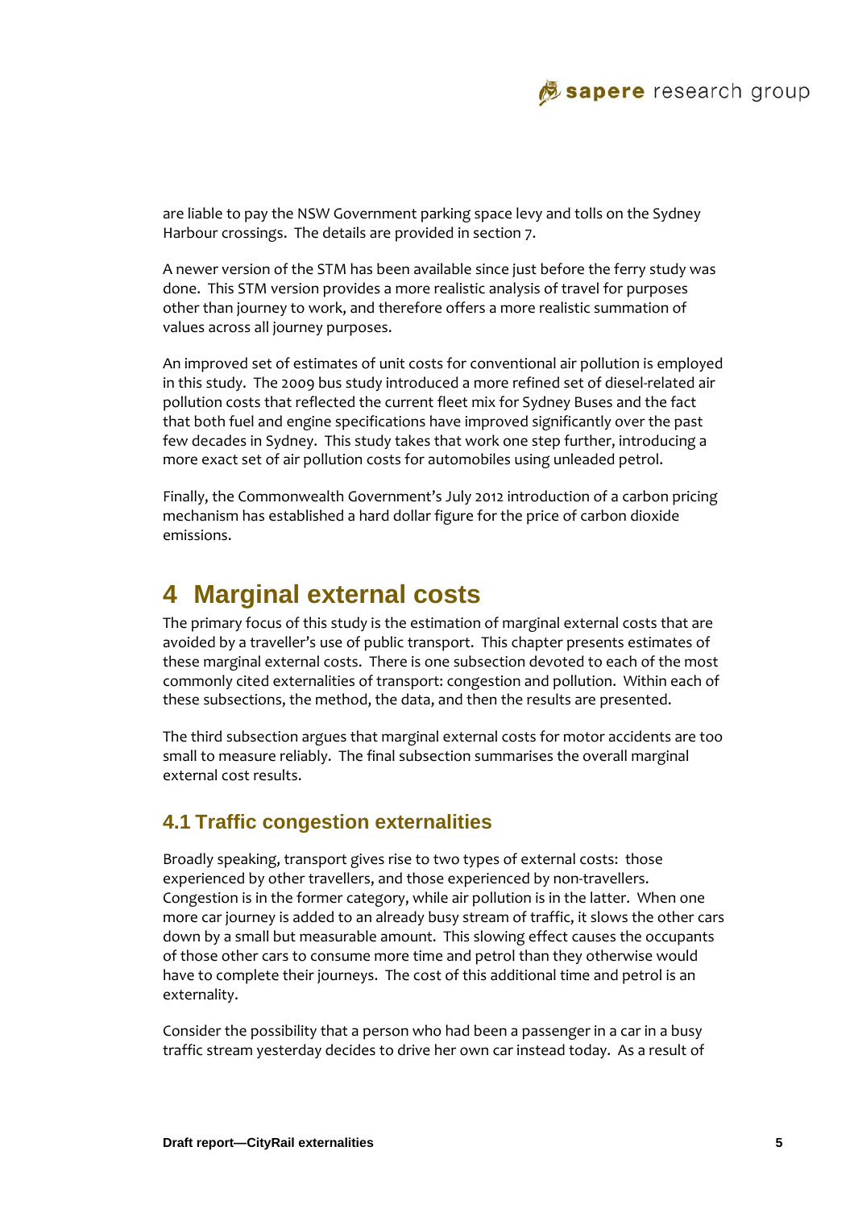are liable to pay the NSW Government parking space levy and tolls on the Sydney Harbour crossings. The details are provided in section 7.

A newer version of the STM has been available since just before the ferry study was done. This STM version provides a more realistic analysis of travel for purposes other than journey to work, and therefore offers a more realistic summation of values across all journey purposes.

An improved set of estimates of unit costs for conventional air pollution is employed in this study. The 2009 bus study introduced a more refined set of diesel-related air pollution costs that reflected the current fleet mix for Sydney Buses and the fact that both fuel and engine specifications have improved significantly over the past few decades in Sydney. This study takes that work one step further, introducing a more exact set of air pollution costs for automobiles using unleaded petrol.

Finally, the Commonwealth Government's July 2012 introduction of a carbon pricing mechanism has established a hard dollar figure for the price of carbon dioxide emissions.

# 4 Marginal external costs

The primary focus of this study is the estimation of marginal external costs that are avoided by a traveller's use of public transport. This chapter presents estimates of these marginal external costs. There is one subsection devoted to each of the most commonly cited externalities of transport: congestion and pollution. Within each of these subsections, the method, the data, and then the results are presented.

The third subsection argues that marginal external costs for motor accidents are too small to measure reliably. The final subsection summarises the overall marginal external cost results.

## 4.1 Traffic congestion externalities

Broadly speaking, transport gives rise to two types of external costs: those experienced by other travellers, and those experienced by non-travellers. Congestion is in the former category, while air pollution is in the latter. When one more car journey is added to an already busy stream of traffic, it slows the other cars down by a small but measurable amount. This slowing effect causes the occupants of those other cars to consume more time and petrol than they otherwise would have to complete their journeys. The cost of this additional time and petrol is an externality.

Consider the possibility that a person who had been a passenger in a car in a busy traffic stream yesterday decides to drive her own car instead today. As a result of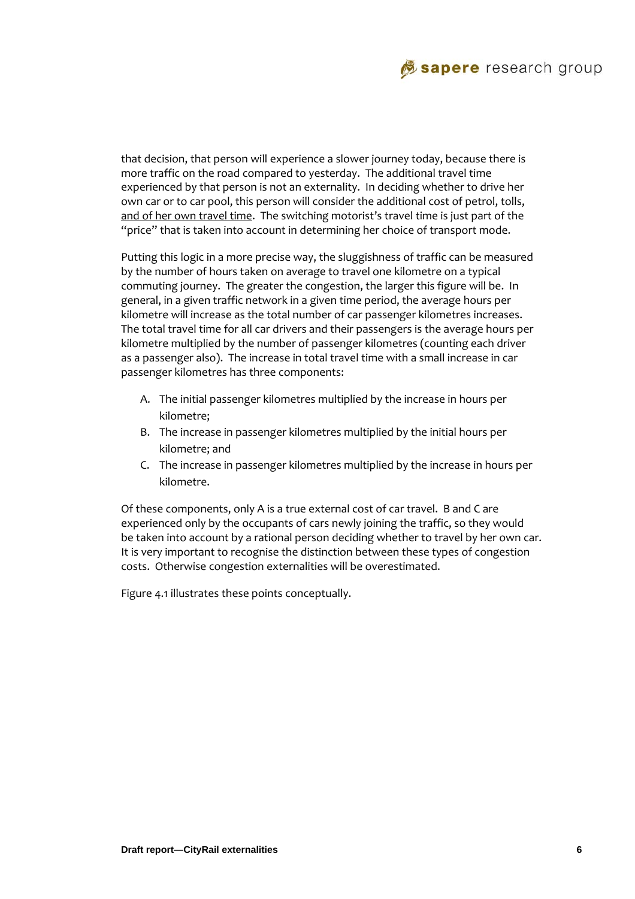that decision, that person will experience a slower journey today, because there is more traffic on the road compared to yesterday. The additional travel time experienced by that person is not an externality. In deciding whether to drive her own car or to car pool, this person will consider the additional cost of petrol, tolls, <u>and of her own travel time</u>. The switching motorist's travel time is just part of the "price" that is taken into account in determining her choice of transport mode.

Putting this logic in a more precise way, the sluggishness of traffic can be measured by the number of hours taken on average to travel one kilometre on a typical commuting journey. The greater the congestion, the larger this figure will be. In general, in a given traffic network in a given time period, the average hours per kilometre will increase as the total number of car passenger kilometres increases. The total travel time for all car drivers and their passengers is the average hours per kilometre multiplied by the number of passenger kilometres (counting each driver as a passenger also). The increase in total travel time with a small increase in car passenger kilometres has three components:

A. The initial passenger kilometres multiplied by the increase in hours per kilometre;
B. The increase in passenger kilometres multiplied by the initial hours per kilometre; and
C. The increase in passenger kilometres multiplied by the increase in hours per kilometre.

Of these components, only A is a true external cost of car travel. B and C are experienced only by the occupants of cars newly joining the traffic, so they would be taken into account by a rational person deciding whether to travel by her own car. It is very important to recognise the distinction between these types of congestion costs. Otherwise congestion externalities will be overestimated.

Figure 4.1 illustrates these points conceptually.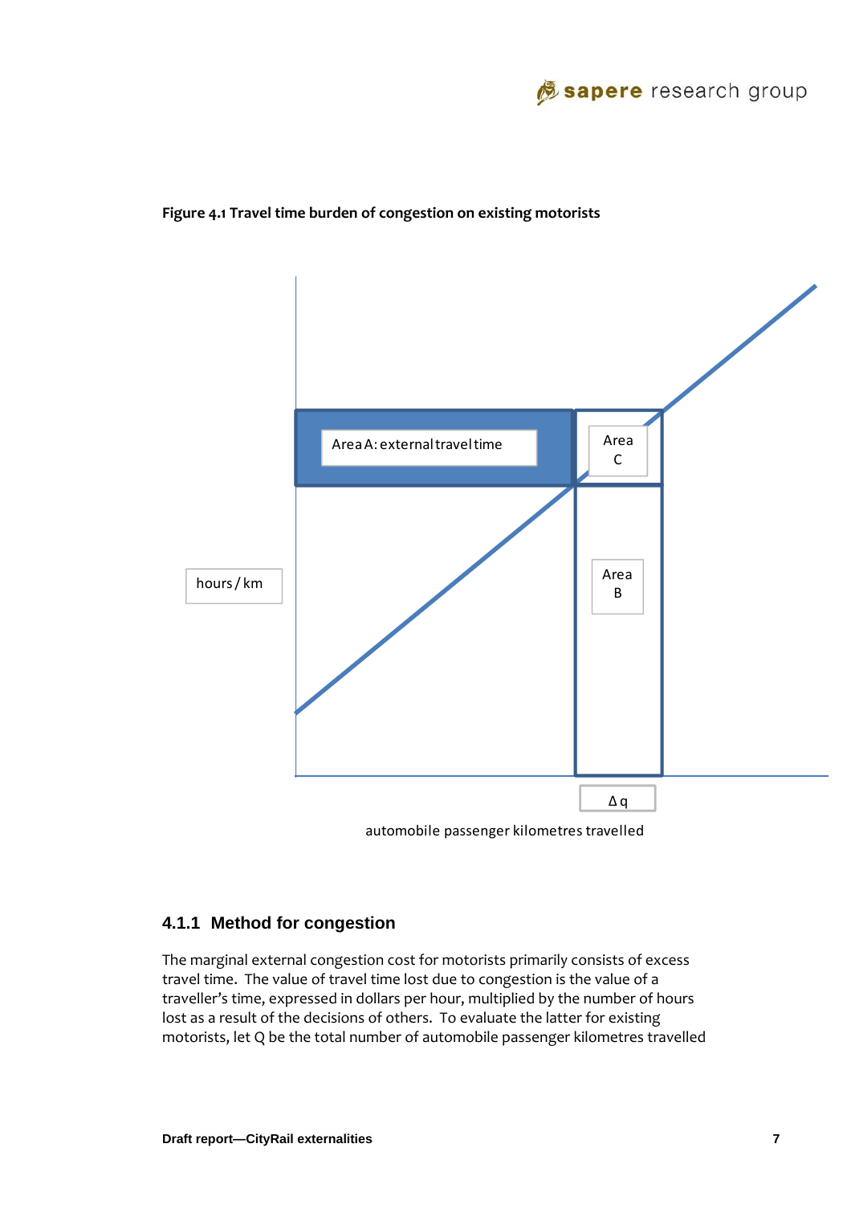**Figure 4.1 Travel time burden of congestion on existing motorists**

Area A: external travel time

Area C

Area B

hours / km

Δ q

automobile passenger kilometres travelled

### 4.1.1 Method for congestion

The marginal external congestion cost for motorists primarily consists of excess travel time. The value of travel time lost due to congestion is the value of a traveller's time, expressed in dollars per hour, multiplied by the number of hours lost as a result of the decisions of others. To evaluate the latter for existing motorists, let Q be the total number of automobile passenger kilometres travelled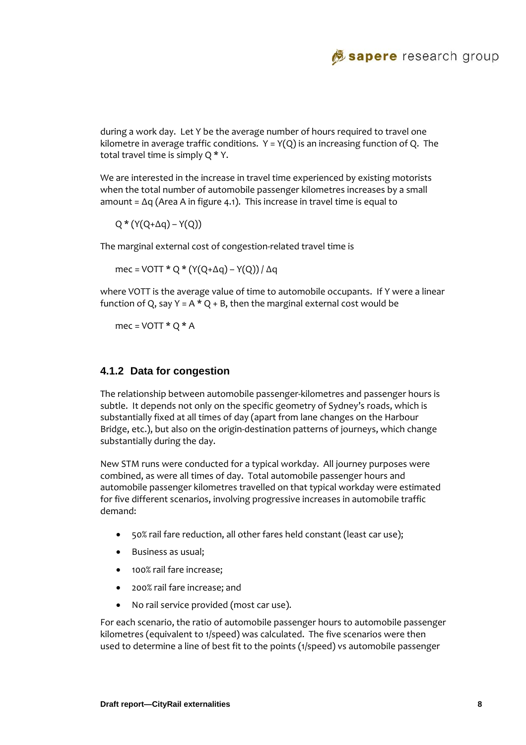during a work day. Let Y be the average number of hours required to travel one kilometre in average traffic conditions. $Y = Y(Q)$ is an increasing function of Q. The total travel time is simply $Q * Y$.

We are interested in the increase in travel time experienced by existing motorists when the total number of automobile passenger kilometres increases by a small amount = $\Delta q$ (Area A in figure 4.1). This increase in travel time is equal to

$$Q * (Y(Q+\Delta q) - Y(Q))$$

The marginal external cost of congestion-related travel time is

$$mec = VOTT * Q * (Y(Q+\Delta q) - Y(Q)) / \Delta q$$

where VOTT is the average value of time to automobile occupants. If Y were a linear function of Q, say $Y = A * Q + B$, then the marginal external cost would be

$$mec = VOTT * Q * A$$

### 4.1.2 Data for congestion

The relationship between automobile passenger-kilometres and passenger hours is subtle. It depends not only on the specific geometry of Sydney's roads, which is substantially fixed at all times of day (apart from lane changes on the Harbour Bridge, etc.), but also on the origin-destination patterns of journeys, which change substantially during the day.

New STM runs were conducted for a typical workday. All journey purposes were combined, as were all times of day. Total automobile passenger hours and automobile passenger kilometres travelled on that typical workday were estimated for five different scenarios, involving progressive increases in automobile traffic demand:

- 50% rail fare reduction, all other fares held constant (least car use);
- Business as usual;
- 100% rail fare increase;
- 200% rail fare increase; and
- No rail service provided (most car use).

For each scenario, the ratio of automobile passenger hours to automobile passenger kilometres (equivalent to 1/speed) was calculated. The five scenarios were then used to determine a line of best fit to the points (1/speed) vs automobile passenger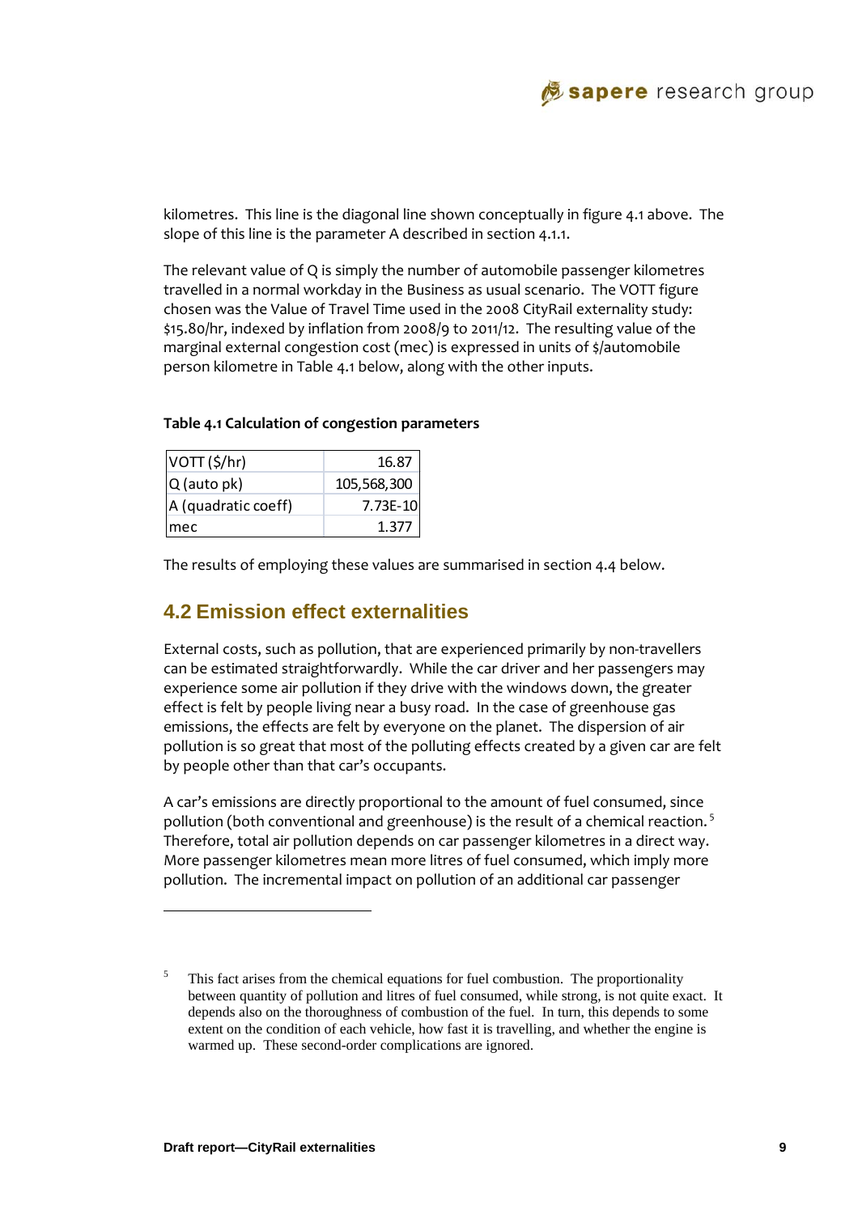kilometres. This line is the diagonal line shown conceptually in figure 4.1 above. The slope of this line is the parameter A described in section 4.1.1.

The relevant value of Q is simply the number of automobile passenger kilometres travelled in a normal workday in the Business as usual scenario. The VOTT figure chosen was the Value of Travel Time used in the 2008 CityRail externality study: $15.80/hr, indexed by inflation from 2008/9 to 2011/12. The resulting value of the marginal external congestion cost (mec) is expressed in units of $/automobile person kilometre in Table 4.1 below, along with the other inputs.

**Table 4.1 Calculation of congestion parameters**

| | |
|---|---|
| VOTT ($/hr) | 16.87 |
| Q (auto pk) | 105,568,300 |
| A (quadratic coeff) | 7.73E-10 |
| mec | 1.377 |

The results of employing these values are summarised in section 4.4 below.

## 4.2 Emission effect externalities

External costs, such as pollution, that are experienced primarily by non-travellers can be estimated straightforwardly. While the car driver and her passengers may experience some air pollution if they drive with the windows down, the greater effect is felt by people living near a busy road. In the case of greenhouse gas emissions, the effects are felt by everyone on the planet. The dispersion of air pollution is so great that most of the polluting effects created by a given car are felt by people other than that car's occupants.

A car's emissions are directly proportional to the amount of fuel consumed, since pollution (both conventional and greenhouse) is the result of a chemical reaction.[5] Therefore, total air pollution depends on car passenger kilometres in a direct way. More passenger kilometres mean more litres of fuel consumed, which imply more pollution. The incremental impact on pollution of an additional car passenger

[5] This fact arises from the chemical equations for fuel combustion. The proportionality between quantity of pollution and litres of fuel consumed, while strong, is not quite exact. It depends also on the thoroughness of combustion of the fuel. In turn, this depends to some extent on the condition of each vehicle, how fast it is travelling, and whether the engine is warmed up. These second-order complications are ignored.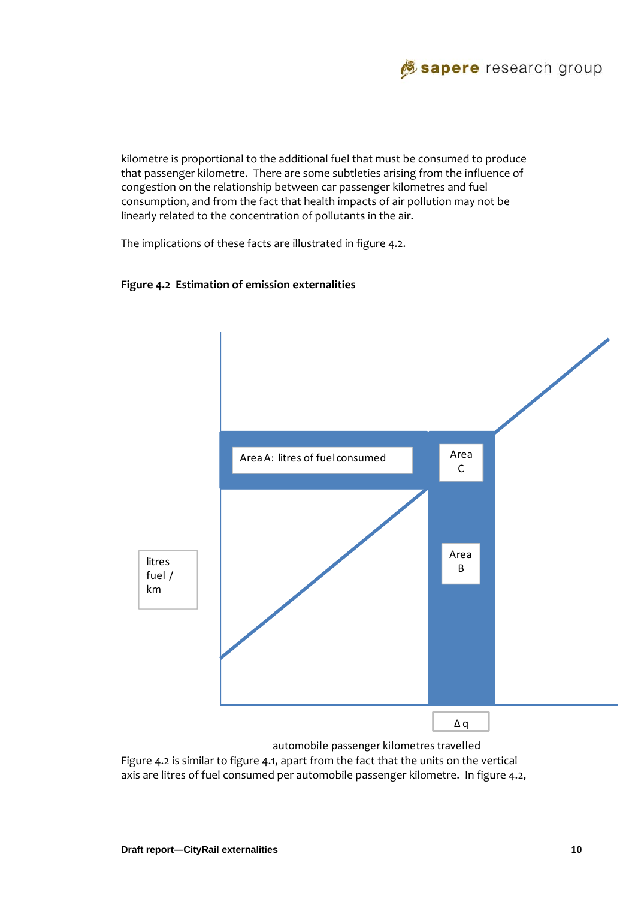kilometre is proportional to the additional fuel that must be consumed to produce that passenger kilometre. There are some subtleties arising from the influence of congestion on the relationship between car passenger kilometres and fuel consumption, and from the fact that health impacts of air pollution may not be linearly related to the concentration of pollutants in the air.

The implications of these facts are illustrated in figure 4.2.

**Figure 4.2 Estimation of emission externalities**

Area A: litres of fuel consumed

Area C

Area B

litres fuel / km

Δ q

automobile passenger kilometres travelled

Figure 4.2 is similar to figure 4.1, apart from the fact that the units on the vertical axis are litres of fuel consumed per automobile passenger kilometre. In figure 4.2,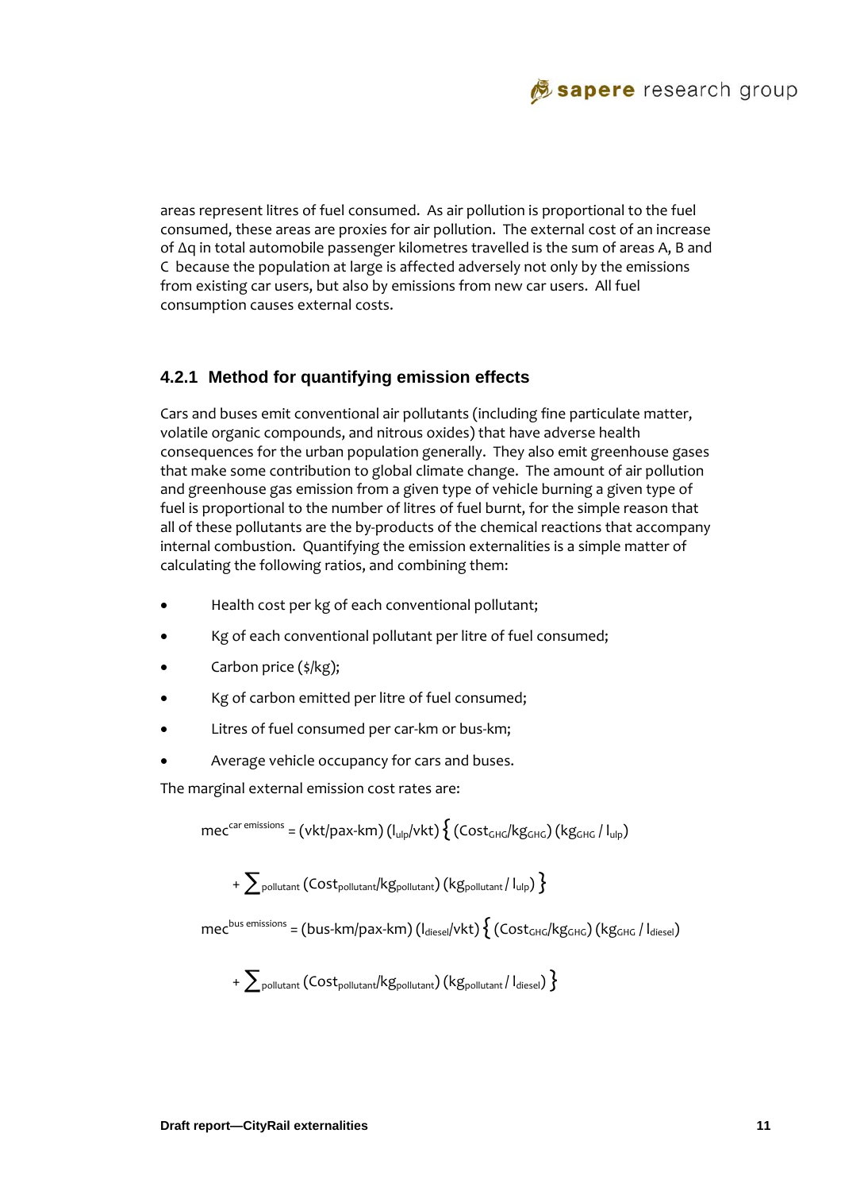areas represent litres of fuel consumed. As air pollution is proportional to the fuel consumed, these areas are proxies for air pollution. The external cost of an increase of $\Delta q$ in total automobile passenger kilometres travelled is the sum of areas A, B and C because the population at large is affected adversely not only by the emissions from existing car users, but also by emissions from new car users. All fuel consumption causes external costs.

### 4.2.1 Method for quantifying emission effects

Cars and buses emit conventional air pollutants (including fine particulate matter, volatile organic compounds, and nitrous oxides) that have adverse health consequences for the urban population generally. They also emit greenhouse gases that make some contribution to global climate change. The amount of air pollution and greenhouse gas emission from a given type of vehicle burning a given type of fuel is proportional to the number of litres of fuel burnt, for the simple reason that all of these pollutants are the by-products of the chemical reactions that accompany internal combustion. Quantifying the emission externalities is a simple matter of calculating the following ratios, and combining them:

- Health cost per kg of each conventional pollutant;
- Kg of each conventional pollutant per litre of fuel consumed;
- Carbon price ($/kg);
- Kg of carbon emitted per litre of fuel consumed;
- Litres of fuel consumed per car-km or bus-km;
- Average vehicle occupancy for cars and buses.

The marginal external emission cost rates are:

$$mec^{\text{car emissions}} = (\text{vkt/pax-km})\,(l_{ulp}/\text{vkt})\,\Big\{(\text{Cost}_{GHG}/\text{kg}_{GHG})\,(\text{kg}_{GHG}/l_{ulp}) + \sum\nolimits_{\text{pollutant}} (\text{Cost}_{\text{pollutant}}/\text{kg}_{\text{pollutant}})\,(\text{kg}_{\text{pollutant}}/l_{ulp})\Big\}$$

$$mec^{\text{bus emissions}} = (\text{bus-km/pax-km})\,(l_{diesel}/\text{vkt})\,\Big\{(\text{Cost}_{GHG}/\text{kg}_{GHG})\,(\text{kg}_{GHG}/l_{diesel}) + \sum\nolimits_{\text{pollutant}} (\text{Cost}_{\text{pollutant}}/\text{kg}_{\text{pollutant}})\,(\text{kg}_{\text{pollutant}}/l_{diesel})\Big\}$$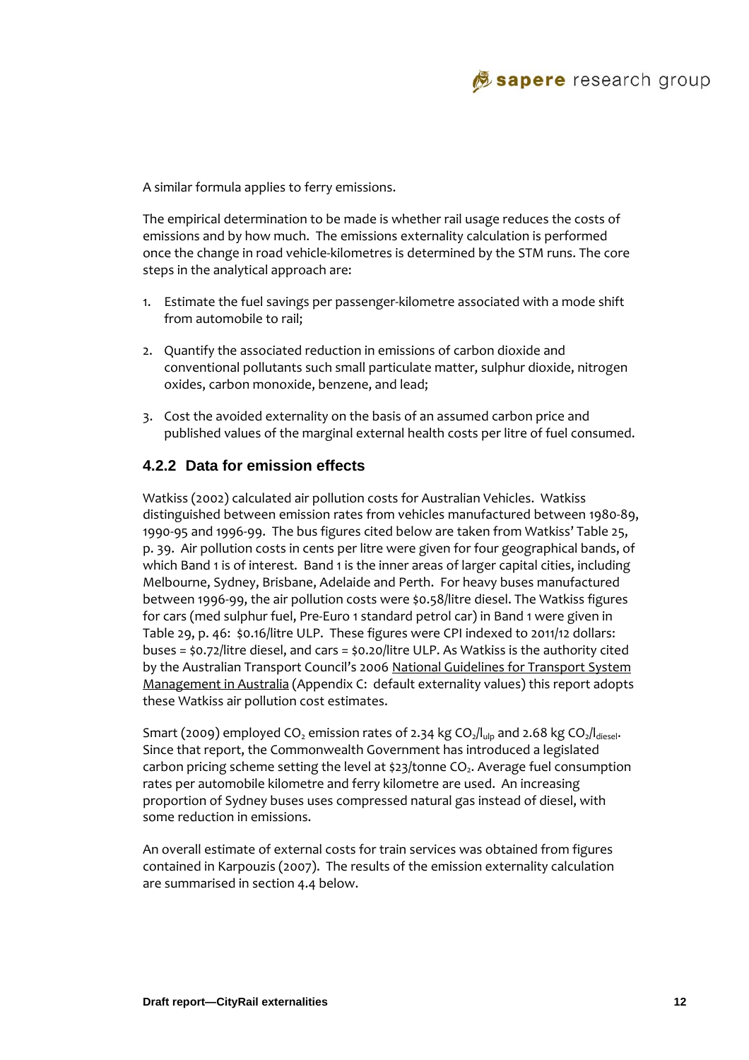A similar formula applies to ferry emissions.

The empirical determination to be made is whether rail usage reduces the costs of emissions and by how much. The emissions externality calculation is performed once the change in road vehicle-kilometres is determined by the STM runs. The core steps in the analytical approach are:

1. Estimate the fuel savings per passenger-kilometre associated with a mode shift from automobile to rail;

2. Quantify the associated reduction in emissions of carbon dioxide and conventional pollutants such small particulate matter, sulphur dioxide, nitrogen oxides, carbon monoxide, benzene, and lead;

3. Cost the avoided externality on the basis of an assumed carbon price and published values of the marginal external health costs per litre of fuel consumed.

### 4.2.2 Data for emission effects

Watkiss (2002) calculated air pollution costs for Australian Vehicles. Watkiss distinguished between emission rates from vehicles manufactured between 1980-89, 1990-95 and 1996-99. The bus figures cited below are taken from Watkiss' Table 25, p. 39. Air pollution costs in cents per litre were given for four geographical bands, of which Band 1 is of interest. Band 1 is the inner areas of larger capital cities, including Melbourne, Sydney, Brisbane, Adelaide and Perth. For heavy buses manufactured between 1996-99, the air pollution costs were $0.58/litre diesel. The Watkiss figures for cars (med sulphur fuel, Pre-Euro 1 standard petrol car) in Band 1 were given in Table 29, p. 46: $0.16/litre ULP. These figures were CPI indexed to 2011/12 dollars: buses = $0.72/litre diesel, and cars = $0.20/litre ULP. As Watkiss is the authority cited by the Australian Transport Council's 2006 National Guidelines for Transport System Management in Australia (Appendix C: default externality values) this report adopts these Watkiss air pollution cost estimates.

Smart (2009) employed $CO_2$ emission rates of 2.34 kg $CO_2/l_{ulp}$ and 2.68 kg $CO_2/l_{diesel}$. Since that report, the Commonwealth Government has introduced a legislated carbon pricing scheme setting the level at $23/tonne $CO_2$. Average fuel consumption rates per automobile kilometre and ferry kilometre are used. An increasing proportion of Sydney buses uses compressed natural gas instead of diesel, with some reduction in emissions.

An overall estimate of external costs for train services was obtained from figures contained in Karpouzis (2007). The results of the emission externality calculation are summarised in section 4.4 below.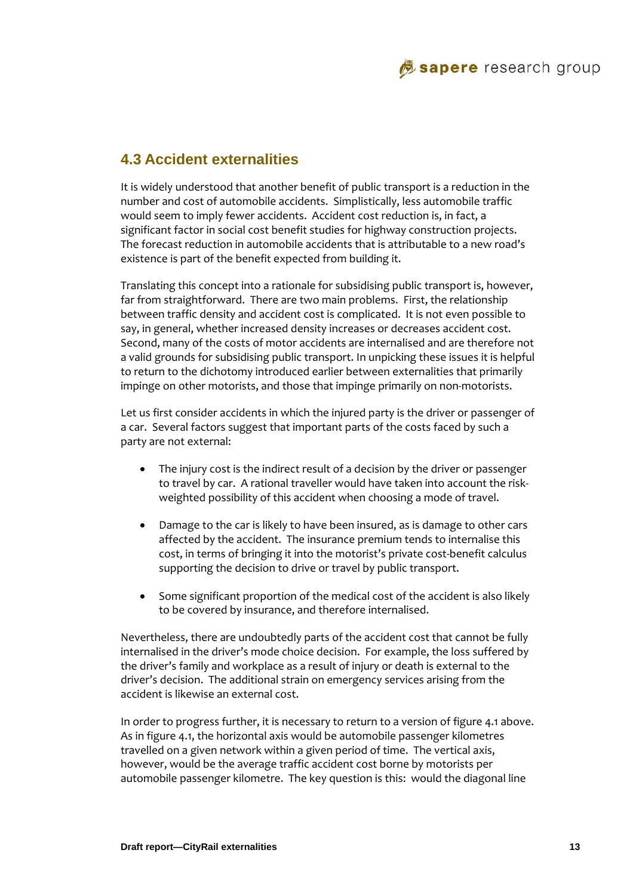## 4.3 Accident externalities

It is widely understood that another benefit of public transport is a reduction in the number and cost of automobile accidents. Simplistically, less automobile traffic would seem to imply fewer accidents. Accident cost reduction is, in fact, a significant factor in social cost benefit studies for highway construction projects. The forecast reduction in automobile accidents that is attributable to a new road's existence is part of the benefit expected from building it.

Translating this concept into a rationale for subsidising public transport is, however, far from straightforward. There are two main problems. First, the relationship between traffic density and accident cost is complicated. It is not even possible to say, in general, whether increased density increases or decreases accident cost. Second, many of the costs of motor accidents are internalised and are therefore not a valid grounds for subsidising public transport. In unpicking these issues it is helpful to return to the dichotomy introduced earlier between externalities that primarily impinge on other motorists, and those that impinge primarily on non-motorists.

Let us first consider accidents in which the injured party is the driver or passenger of a car. Several factors suggest that important parts of the costs faced by such a party are not external:

- The injury cost is the indirect result of a decision by the driver or passenger to travel by car. A rational traveller would have taken into account the risk-weighted possibility of this accident when choosing a mode of travel.
- Damage to the car is likely to have been insured, as is damage to other cars affected by the accident. The insurance premium tends to internalise this cost, in terms of bringing it into the motorist's private cost-benefit calculus supporting the decision to drive or travel by public transport.
- Some significant proportion of the medical cost of the accident is also likely to be covered by insurance, and therefore internalised.

Nevertheless, there are undoubtedly parts of the accident cost that cannot be fully internalised in the driver's mode choice decision. For example, the loss suffered by the driver's family and workplace as a result of injury or death is external to the driver's decision. The additional strain on emergency services arising from the accident is likewise an external cost.

In order to progress further, it is necessary to return to a version of figure 4.1 above. As in figure 4.1, the horizontal axis would be automobile passenger kilometres travelled on a given network within a given period of time. The vertical axis, however, would be the average traffic accident cost borne by motorists per automobile passenger kilometre. The key question is this: would the diagonal line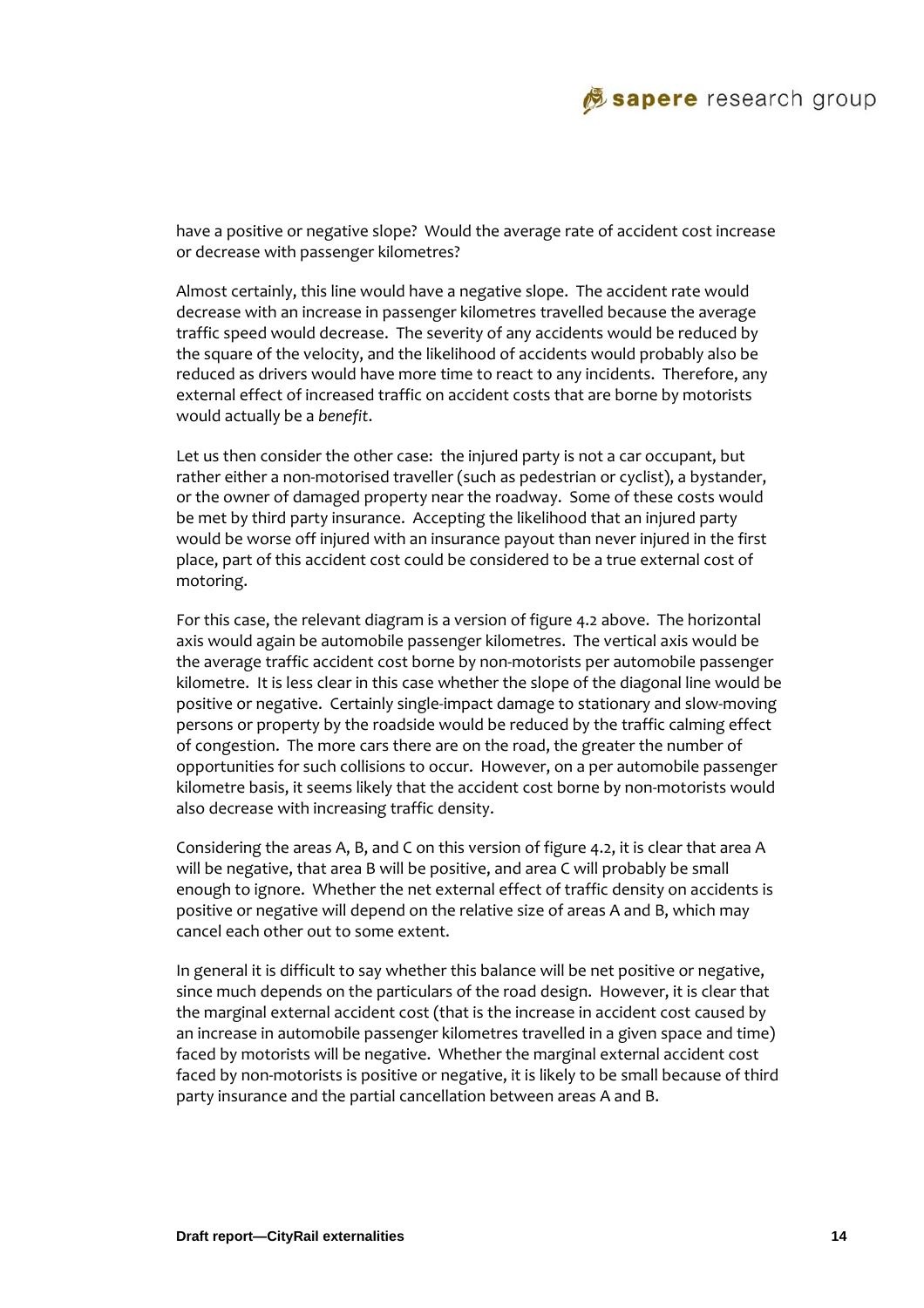have a positive or negative slope? Would the average rate of accident cost increase or decrease with passenger kilometres?

Almost certainly, this line would have a negative slope. The accident rate would decrease with an increase in passenger kilometres travelled because the average traffic speed would decrease. The severity of any accidents would be reduced by the square of the velocity, and the likelihood of accidents would probably also be reduced as drivers would have more time to react to any incidents. Therefore, any external effect of increased traffic on accident costs that are borne by motorists would actually be a *benefit*.

Let us then consider the other case: the injured party is not a car occupant, but rather either a non-motorised traveller (such as pedestrian or cyclist), a bystander, or the owner of damaged property near the roadway. Some of these costs would be met by third party insurance. Accepting the likelihood that an injured party would be worse off injured with an insurance payout than never injured in the first place, part of this accident cost could be considered to be a true external cost of motoring.

For this case, the relevant diagram is a version of figure 4.2 above. The horizontal axis would again be automobile passenger kilometres. The vertical axis would be the average traffic accident cost borne by non-motorists per automobile passenger kilometre. It is less clear in this case whether the slope of the diagonal line would be positive or negative. Certainly single-impact damage to stationary and slow-moving persons or property by the roadside would be reduced by the traffic calming effect of congestion. The more cars there are on the road, the greater the number of opportunities for such collisions to occur. However, on a per automobile passenger kilometre basis, it seems likely that the accident cost borne by non-motorists would also decrease with increasing traffic density.

Considering the areas A, B, and C on this version of figure 4.2, it is clear that area A will be negative, that area B will be positive, and area C will probably be small enough to ignore. Whether the net external effect of traffic density on accidents is positive or negative will depend on the relative size of areas A and B, which may cancel each other out to some extent.

In general it is difficult to say whether this balance will be net positive or negative, since much depends on the particulars of the road design. However, it is clear that the marginal external accident cost (that is the increase in accident cost caused by an increase in automobile passenger kilometres travelled in a given space and time) faced by motorists will be negative. Whether the marginal external accident cost faced by non-motorists is positive or negative, it is likely to be small because of third party insurance and the partial cancellation between areas A and B.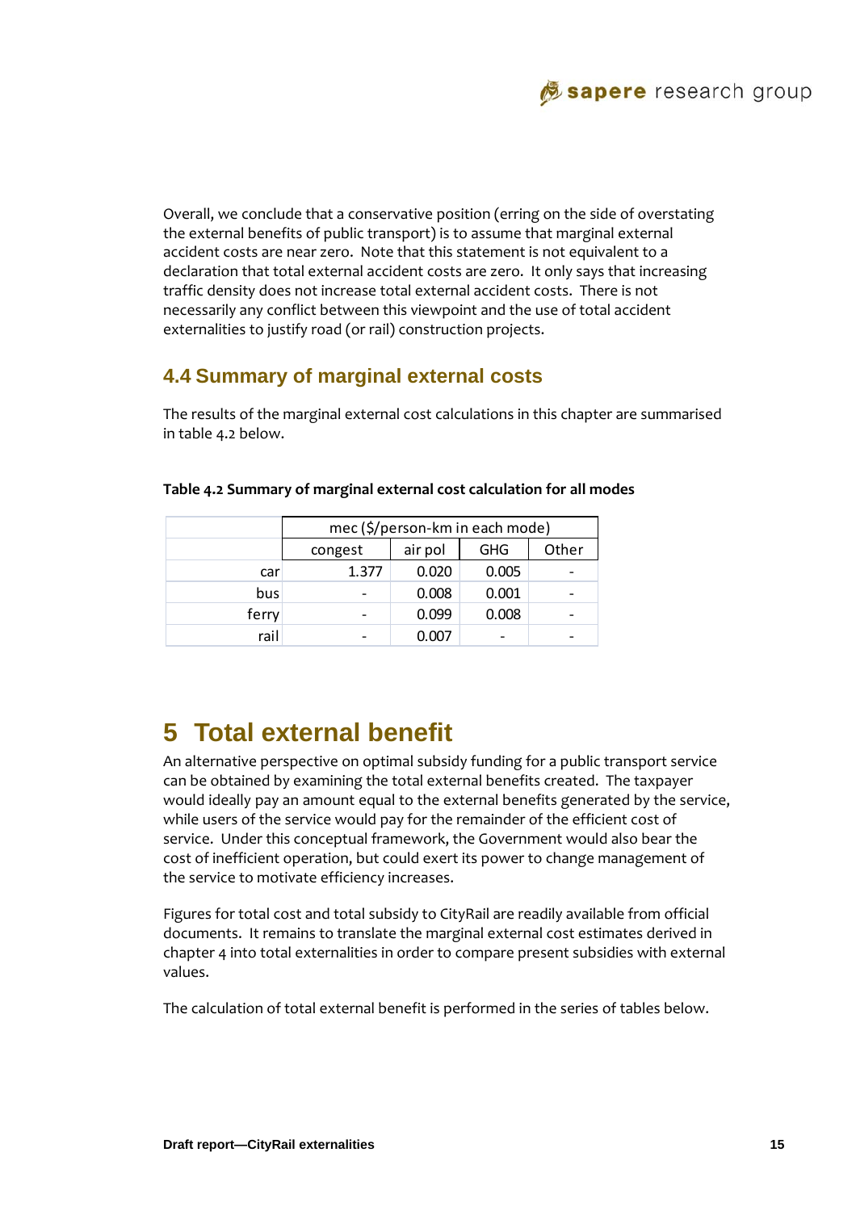Overall, we conclude that a conservative position (erring on the side of overstating the external benefits of public transport) is to assume that marginal external accident costs are near zero. Note that this statement is not equivalent to a declaration that total external accident costs are zero. It only says that increasing traffic density does not increase total external accident costs. There is not necessarily any conflict between this viewpoint and the use of total accident externalities to justify road (or rail) construction projects.

## 4.4 Summary of marginal external costs

The results of the marginal external cost calculations in this chapter are summarised in table 4.2 below.

**Table 4.2 Summary of marginal external cost calculation for all modes**

| | mec ($/person-km in each mode) | | | |
|---|---|---|---|---|
| | congest | air pol | GHG | Other |
| car | 1.377 | 0.020 | 0.005 | - |
| bus | - | 0.008 | 0.001 | - |
| ferry | - | 0.099 | 0.008 | - |
| rail | - | 0.007 | - | - |

# 5 Total external benefit

An alternative perspective on optimal subsidy funding for a public transport service can be obtained by examining the total external benefits created. The taxpayer would ideally pay an amount equal to the external benefits generated by the service, while users of the service would pay for the remainder of the efficient cost of service. Under this conceptual framework, the Government would also bear the cost of inefficient operation, but could exert its power to change management of the service to motivate efficiency increases.

Figures for total cost and total subsidy to CityRail are readily available from official documents. It remains to translate the marginal external cost estimates derived in chapter 4 into total externalities in order to compare present subsidies with external values.

The calculation of total external benefit is performed in the series of tables below.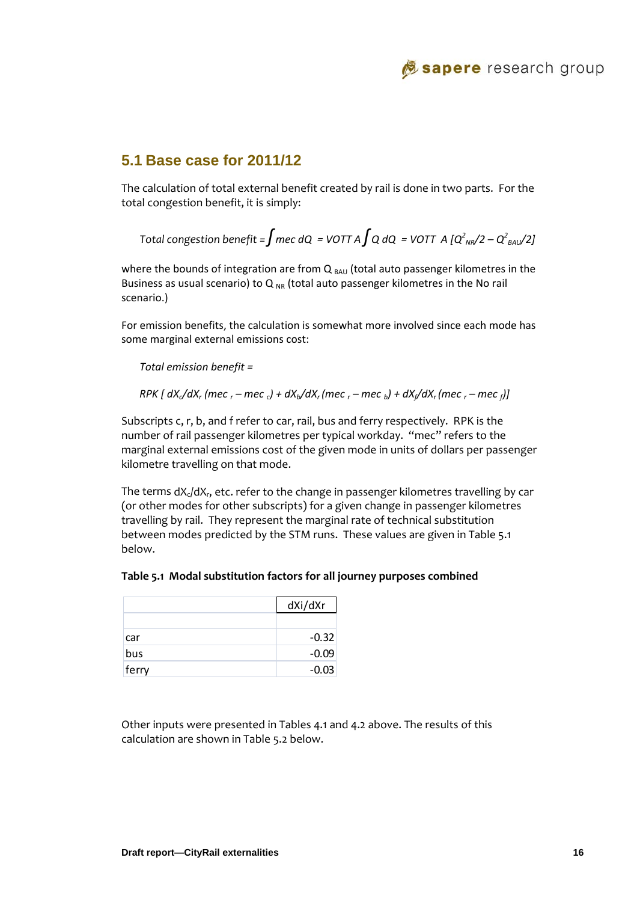## 5.1 Base case for 2011/12

The calculation of total external benefit created by rail is done in two parts. For the total congestion benefit, it is simply:

$$\textit{Total congestion benefit} = \int mec\ dQ\ = VOTT\ A \int Q\ dQ\ = VOTT\ \ A\ [Q^2_{NR}/2 - Q^2_{BAU}/2]$$

where the bounds of integration are from $Q_{BAU}$ (total auto passenger kilometres in the Business as usual scenario) to $Q_{NR}$ (total auto passenger kilometres in the No rail scenario.)

For emission benefits, the calculation is somewhat more involved since each mode has some marginal external emissions cost:

*Total emission benefit =*

$$RPK\ [\ dX_c/dX_r\ (mec_r - mec_c) + dX_b/dX_r\ (mec_r - mec_b) + dX_f/dX_r\ (mec_r - mec_f)]$$

Subscripts c, r, b, and f refer to car, rail, bus and ferry respectively. RPK is the number of rail passenger kilometres per typical workday. "mec" refers to the marginal external emissions cost of the given mode in units of dollars per passenger kilometre travelling on that mode.

The terms $dX_c/dX_r$, etc. refer to the change in passenger kilometres travelling by car (or other modes for other subscripts) for a given change in passenger kilometres travelling by rail. They represent the marginal rate of technical substitution between modes predicted by the STM runs. These values are given in Table 5.1 below.

**Table 5.1 Modal substitution factors for all journey purposes combined**

| | dXi/dXr |
|---|---|
| | |
| car | -0.32 |
| bus | -0.09 |
| ferry | -0.03 |

Other inputs were presented in Tables 4.1 and 4.2 above. The results of this calculation are shown in Table 5.2 below.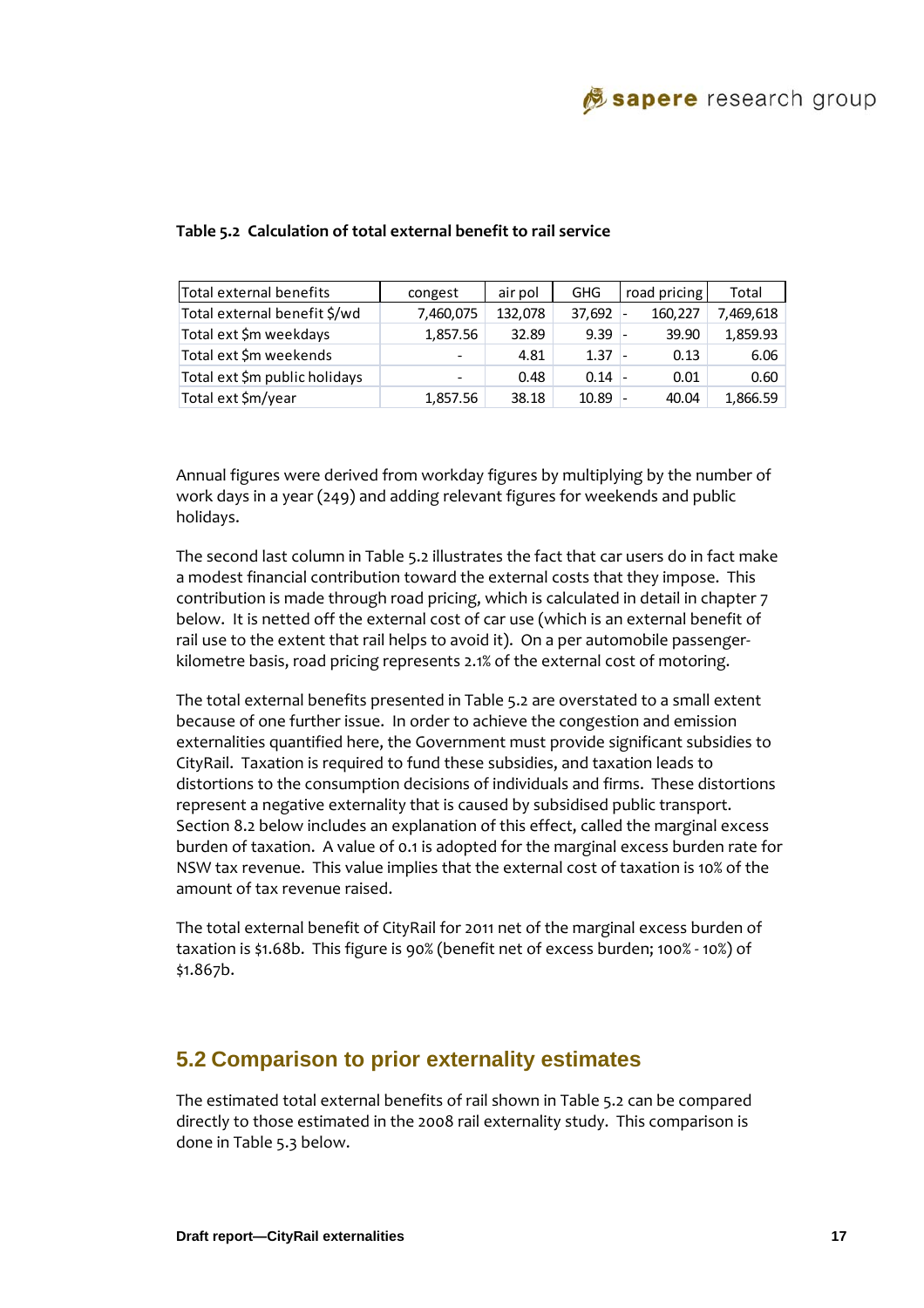**Table 5.2 Calculation of total external benefit to rail service**

| Total external benefits | congest | air pol | GHG | road pricing | Total |
|---|---|---|---|---|---|
| Total external benefit $/wd | 7,460,075 | 132,078 | 37,692 | -160,227 | 7,469,618 |
| Total ext $m weekdays | 1,857.56 | 32.89 | 9.39 | -39.90 | 1,859.93 |
| Total ext $m weekends | - | 4.81 | 1.37 | -0.13 | 6.06 |
| Total ext $m public holidays | - | 0.48 | 0.14 | -0.01 | 0.60 |
| Total ext $m/year | 1,857.56 | 38.18 | 10.89 | -40.04 | 1,866.59 |

Annual figures were derived from workday figures by multiplying by the number of work days in a year (249) and adding relevant figures for weekends and public holidays.

The second last column in Table 5.2 illustrates the fact that car users do in fact make a modest financial contribution toward the external costs that they impose. This contribution is made through road pricing, which is calculated in detail in chapter 7 below. It is netted off the external cost of car use (which is an external benefit of rail use to the extent that rail helps to avoid it). On a per automobile passenger-kilometre basis, road pricing represents 2.1% of the external cost of motoring.

The total external benefits presented in Table 5.2 are overstated to a small extent because of one further issue. In order to achieve the congestion and emission externalities quantified here, the Government must provide significant subsidies to CityRail. Taxation is required to fund these subsidies, and taxation leads to distortions to the consumption decisions of individuals and firms. These distortions represent a negative externality that is caused by subsidised public transport. Section 8.2 below includes an explanation of this effect, called the marginal excess burden of taxation. A value of 0.1 is adopted for the marginal excess burden rate for NSW tax revenue. This value implies that the external cost of taxation is 10% of the amount of tax revenue raised.

The total external benefit of CityRail for 2011 net of the marginal excess burden of taxation is $1.68b. This figure is 90% (benefit net of excess burden; 100% - 10%) of $1.867b.

## 5.2 Comparison to prior externality estimates

The estimated total external benefits of rail shown in Table 5.2 can be compared directly to those estimated in the 2008 rail externality study. This comparison is done in Table 5.3 below.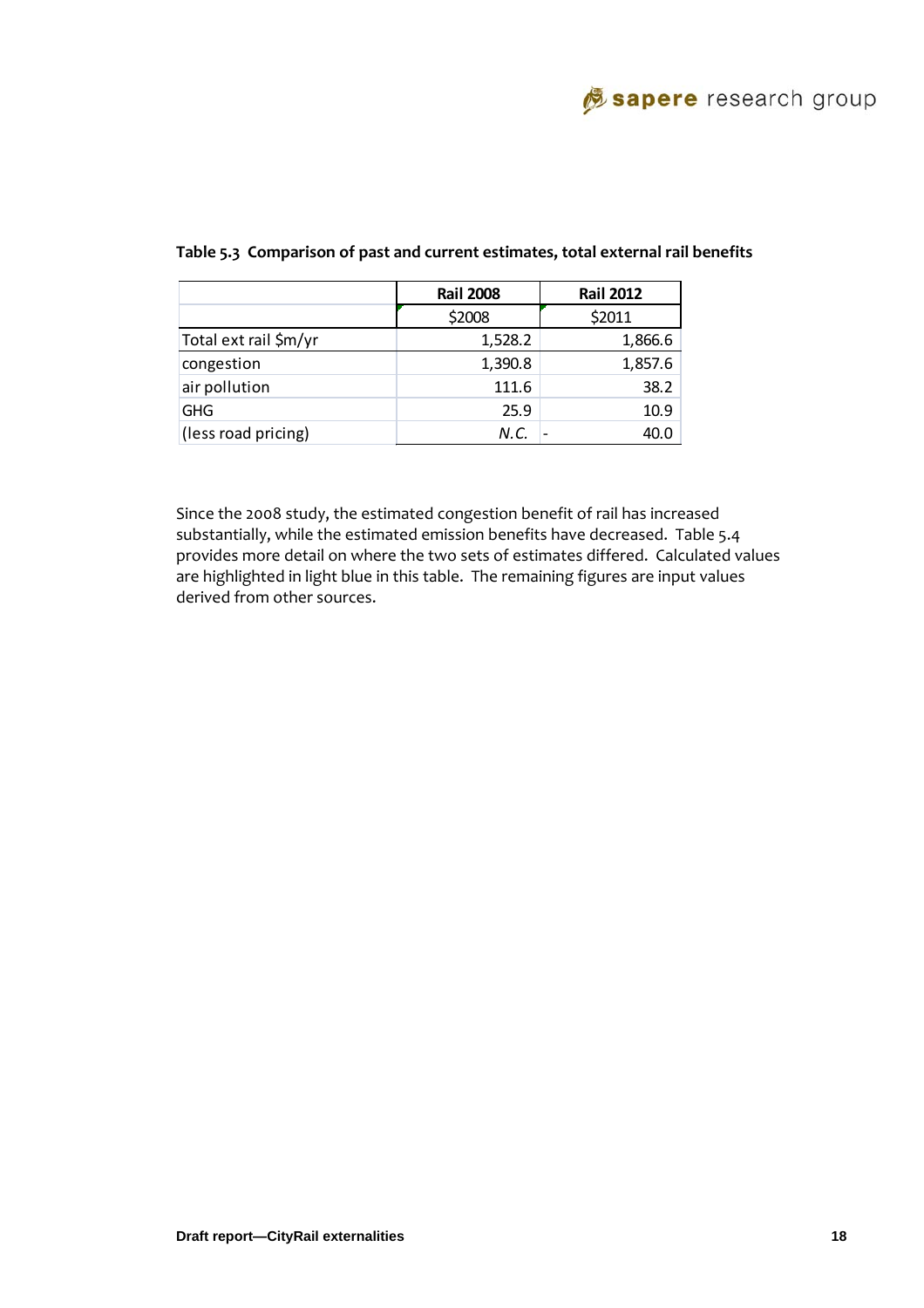**Table 5.3 Comparison of past and current estimates, total external rail benefits**

| | Rail 2008 | Rail 2012 |
|---|---|---|
| | $2008 | $2011 |
| Total ext rail $m/yr | 1,528.2 | 1,866.6 |
| congestion | 1,390.8 | 1,857.6 |
| air pollution | 111.6 | 38.2 |
| GHG | 25.9 | 10.9 |
| (less road pricing) | *N.C.* | - 40.0 |

Since the 2008 study, the estimated congestion benefit of rail has increased substantially, while the estimated emission benefits have decreased. Table 5.4 provides more detail on where the two sets of estimates differed. Calculated values are highlighted in light blue in this table. The remaining figures are input values derived from other sources.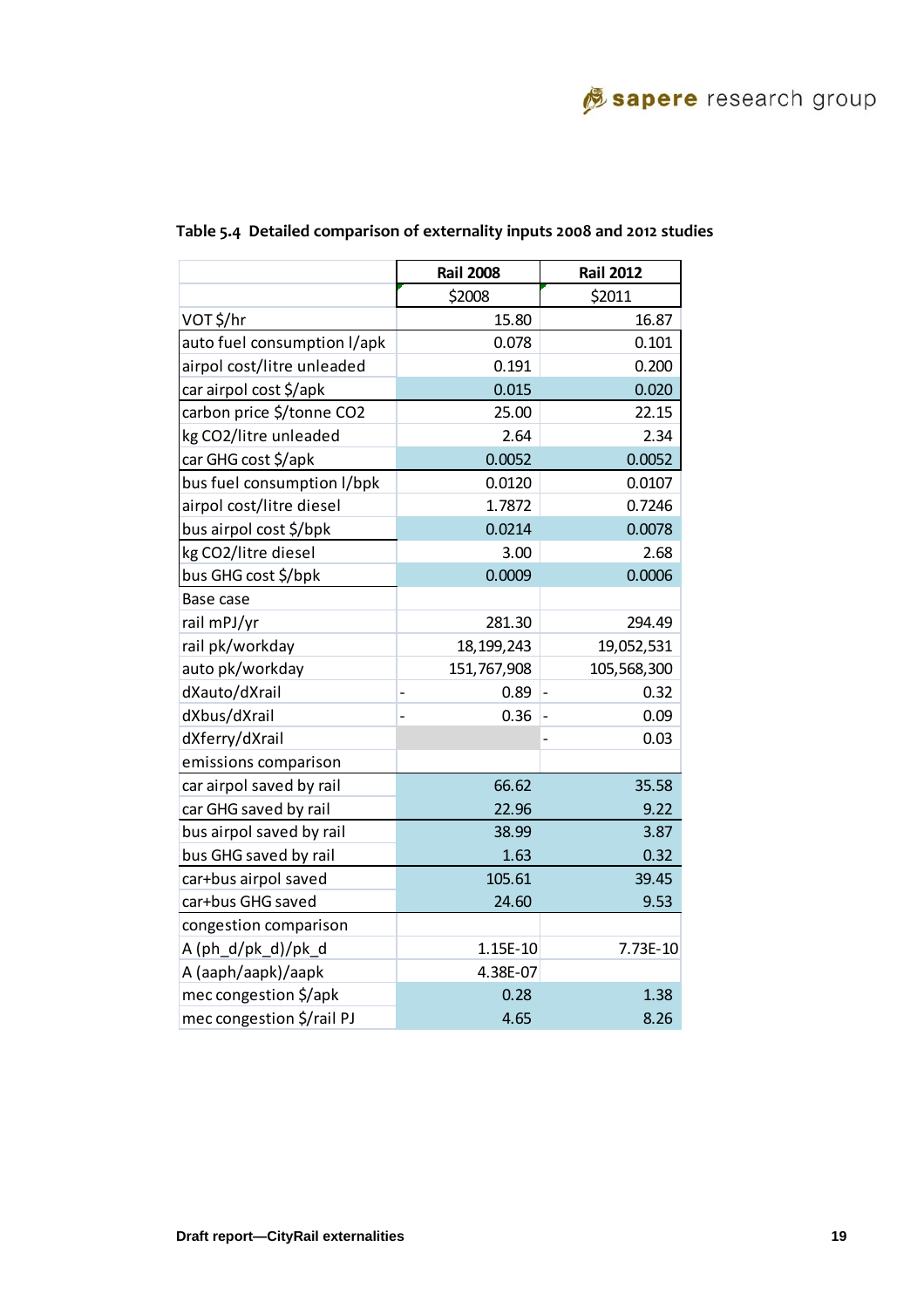**Table 5.4 Detailed comparison of externality inputs 2008 and 2012 studies**

| | Rail 2008 | Rail 2012 |
|---|---|---|
| | $2008 | $2011 |
| VOT $/hr | 15.80 | 16.87 |
| auto fuel consumption l/apk | 0.078 | 0.101 |
| airpol cost/litre unleaded | 0.191 | 0.200 |
| car airpol cost $/apk | 0.015 | 0.020 |
| carbon price $/tonne CO2 | 25.00 | 22.15 |
| kg CO2/litre unleaded | 2.64 | 2.34 |
| car GHG cost $/apk | 0.0052 | 0.0052 |
| bus fuel consumption l/bpk | 0.0120 | 0.0107 |
| airpol cost/litre diesel | 1.7872 | 0.7246 |
| bus airpol cost $/bpk | 0.0214 | 0.0078 |
| kg CO2/litre diesel | 3.00 | 2.68 |
| bus GHG cost $/bpk | 0.0009 | 0.0006 |
| Base case | | |
| rail mPJ/yr | 281.30 | 294.49 |
| rail pk/workday | 18,199,243 | 19,052,531 |
| auto pk/workday | 151,767,908 | 105,568,300 |
| dXauto/dXrail | -0.89 | -0.32 |
| dXbus/dXrail | -0.36 | -0.09 |
| dXferry/dXrail | | -0.03 |
| emissions comparison | | |
| car airpol saved by rail | 66.62 | 35.58 |
| car GHG saved by rail | 22.96 | 9.22 |
| bus airpol saved by rail | 38.99 | 3.87 |
| bus GHG saved by rail | 1.63 | 0.32 |
| car+bus airpol saved | 105.61 | 39.45 |
| car+bus GHG saved | 24.60 | 9.53 |
| congestion comparison | | |
| A (ph_d/pk_d)/pk_d | 1.15E-10 | 7.73E-10 |
| A (aaph/aapk)/aapk | 4.38E-07 | |
| mec congestion $/apk | 0.28 | 1.38 |
| mec congestion $/rail PJ | 4.65 | 8.26 |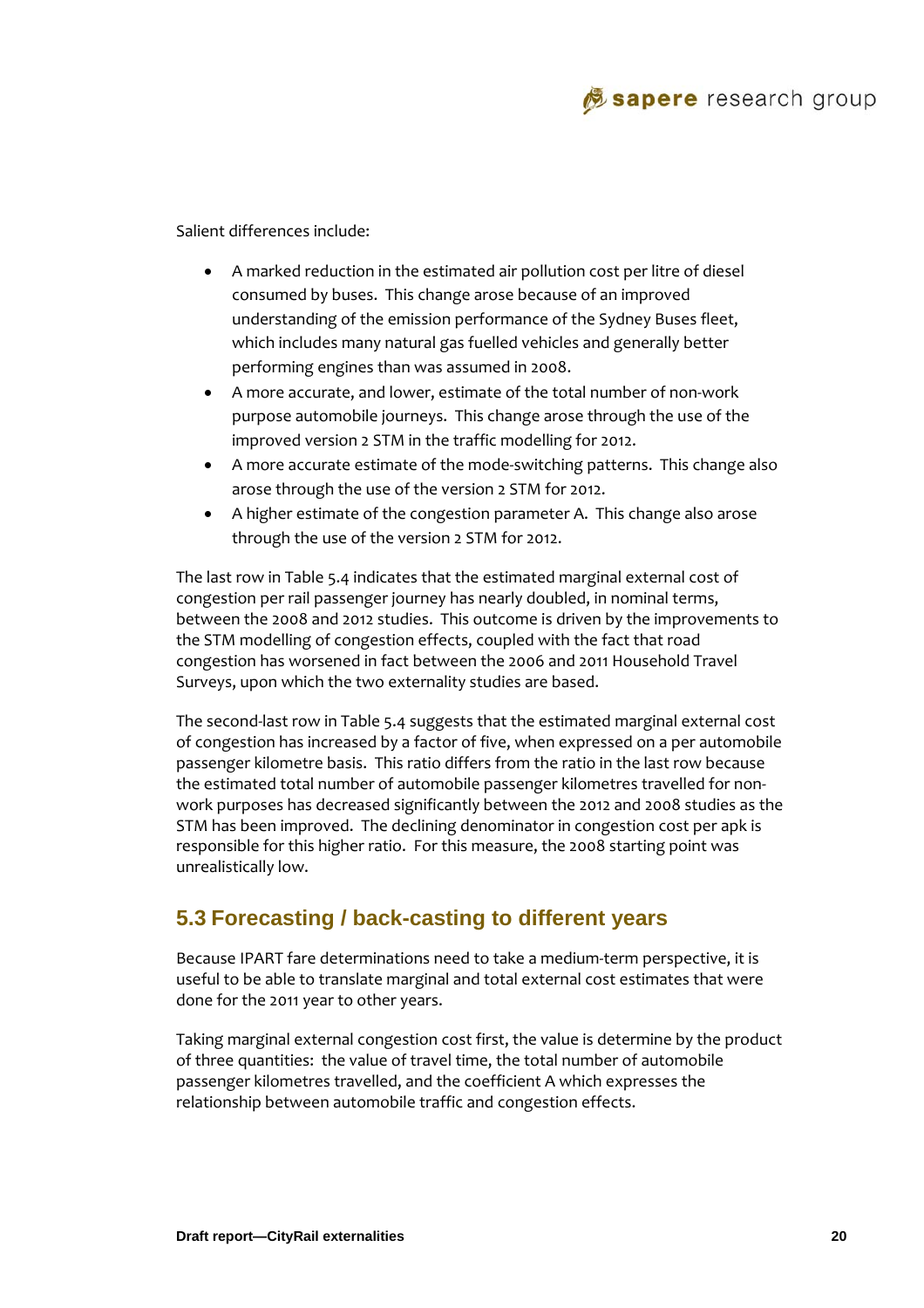Salient differences include:

- A marked reduction in the estimated air pollution cost per litre of diesel consumed by buses. This change arose because of an improved understanding of the emission performance of the Sydney Buses fleet, which includes many natural gas fuelled vehicles and generally better performing engines than was assumed in 2008.
- A more accurate, and lower, estimate of the total number of non-work purpose automobile journeys. This change arose through the use of the improved version 2 STM in the traffic modelling for 2012.
- A more accurate estimate of the mode-switching patterns. This change also arose through the use of the version 2 STM for 2012.
- A higher estimate of the congestion parameter A. This change also arose through the use of the version 2 STM for 2012.

The last row in Table 5.4 indicates that the estimated marginal external cost of congestion per rail passenger journey has nearly doubled, in nominal terms, between the 2008 and 2012 studies. This outcome is driven by the improvements to the STM modelling of congestion effects, coupled with the fact that road congestion has worsened in fact between the 2006 and 2011 Household Travel Surveys, upon which the two externality studies are based.

The second-last row in Table 5.4 suggests that the estimated marginal external cost of congestion has increased by a factor of five, when expressed on a per automobile passenger kilometre basis. This ratio differs from the ratio in the last row because the estimated total number of automobile passenger kilometres travelled for non-work purposes has decreased significantly between the 2012 and 2008 studies as the STM has been improved. The declining denominator in congestion cost per apk is responsible for this higher ratio. For this measure, the 2008 starting point was unrealistically low.

## 5.3 Forecasting / back-casting to different years

Because IPART fare determinations need to take a medium-term perspective, it is useful to be able to translate marginal and total external cost estimates that were done for the 2011 year to other years.

Taking marginal external congestion cost first, the value is determine by the product of three quantities: the value of travel time, the total number of automobile passenger kilometres travelled, and the coefficient A which expresses the relationship between automobile traffic and congestion effects.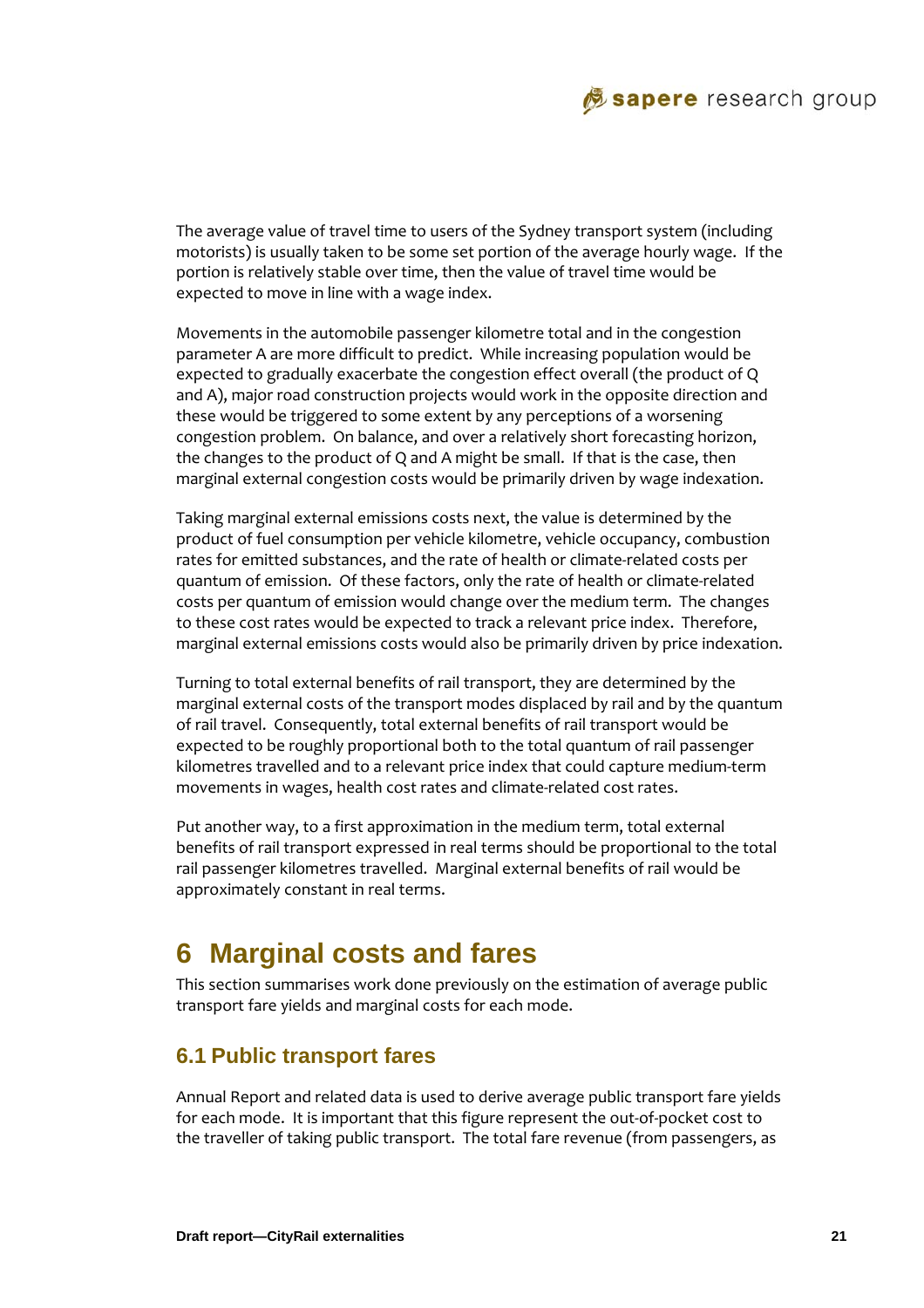The average value of travel time to users of the Sydney transport system (including motorists) is usually taken to be some set portion of the average hourly wage. If the portion is relatively stable over time, then the value of travel time would be expected to move in line with a wage index.

Movements in the automobile passenger kilometre total and in the congestion parameter A are more difficult to predict. While increasing population would be expected to gradually exacerbate the congestion effect overall (the product of Q and A), major road construction projects would work in the opposite direction and these would be triggered to some extent by any perceptions of a worsening congestion problem. On balance, and over a relatively short forecasting horizon, the changes to the product of Q and A might be small. If that is the case, then marginal external congestion costs would be primarily driven by wage indexation.

Taking marginal external emissions costs next, the value is determined by the product of fuel consumption per vehicle kilometre, vehicle occupancy, combustion rates for emitted substances, and the rate of health or climate-related costs per quantum of emission. Of these factors, only the rate of health or climate-related costs per quantum of emission would change over the medium term. The changes to these cost rates would be expected to track a relevant price index. Therefore, marginal external emissions costs would also be primarily driven by price indexation.

Turning to total external benefits of rail transport, they are determined by the marginal external costs of the transport modes displaced by rail and by the quantum of rail travel. Consequently, total external benefits of rail transport would be expected to be roughly proportional both to the total quantum of rail passenger kilometres travelled and to a relevant price index that could capture medium-term movements in wages, health cost rates and climate-related cost rates.

Put another way, to a first approximation in the medium term, total external benefits of rail transport expressed in real terms should be proportional to the total rail passenger kilometres travelled. Marginal external benefits of rail would be approximately constant in real terms.

# 6 Marginal costs and fares

This section summarises work done previously on the estimation of average public transport fare yields and marginal costs for each mode.

## 6.1 Public transport fares

Annual Report and related data is used to derive average public transport fare yields for each mode. It is important that this figure represent the out-of-pocket cost to the traveller of taking public transport. The total fare revenue (from passengers, as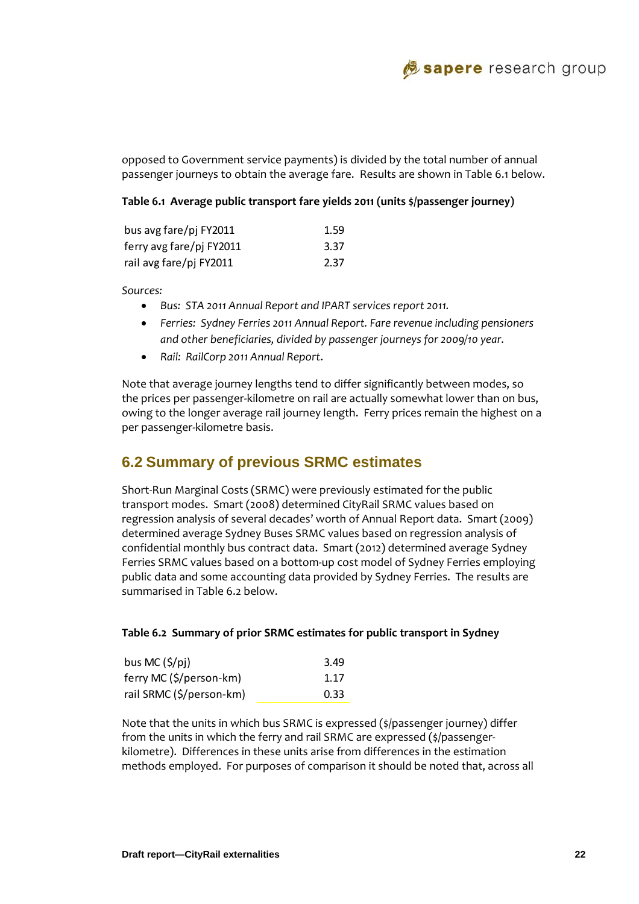opposed to Government service payments) is divided by the total number of annual passenger journeys to obtain the average fare. Results are shown in Table 6.1 below.

**Table 6.1 Average public transport fare yields 2011 (units $/passenger journey)**

| | |
|---|---|
| bus avg fare/pj FY2011 | 1.59 |
| ferry avg fare/pj FY2011 | 3.37 |
| rail avg fare/pj FY2011 | 2.37 |

*Sources:*

- *Bus: STA 2011 Annual Report and IPART services report 2011.*
- *Ferries: Sydney Ferries 2011 Annual Report. Fare revenue including pensioners and other beneficiaries, divided by passenger journeys for 2009/10 year.*
- *Rail: RailCorp 2011 Annual Report*.

Note that average journey lengths tend to differ significantly between modes, so the prices per passenger-kilometre on rail are actually somewhat lower than on bus, owing to the longer average rail journey length. Ferry prices remain the highest on a per passenger-kilometre basis.

## 6.2 Summary of previous SRMC estimates

Short-Run Marginal Costs (SRMC) were previously estimated for the public transport modes. Smart (2008) determined CityRail SRMC values based on regression analysis of several decades' worth of Annual Report data. Smart (2009) determined average Sydney Buses SRMC values based on regression analysis of confidential monthly bus contract data. Smart (2012) determined average Sydney Ferries SRMC values based on a bottom-up cost model of Sydney Ferries employing public data and some accounting data provided by Sydney Ferries. The results are summarised in Table 6.2 below.

**Table 6.2 Summary of prior SRMC estimates for public transport in Sydney**

| | |
|---|---|
| bus MC ($/pj) | 3.49 |
| ferry MC ($/person-km) | 1.17 |
| rail SRMC ($/person-km) | 0.33 |

Note that the units in which bus SRMC is expressed ($/passenger journey) differ from the units in which the ferry and rail SRMC are expressed ($/passenger-kilometre). Differences in these units arise from differences in the estimation methods employed. For purposes of comparison it should be noted that, across all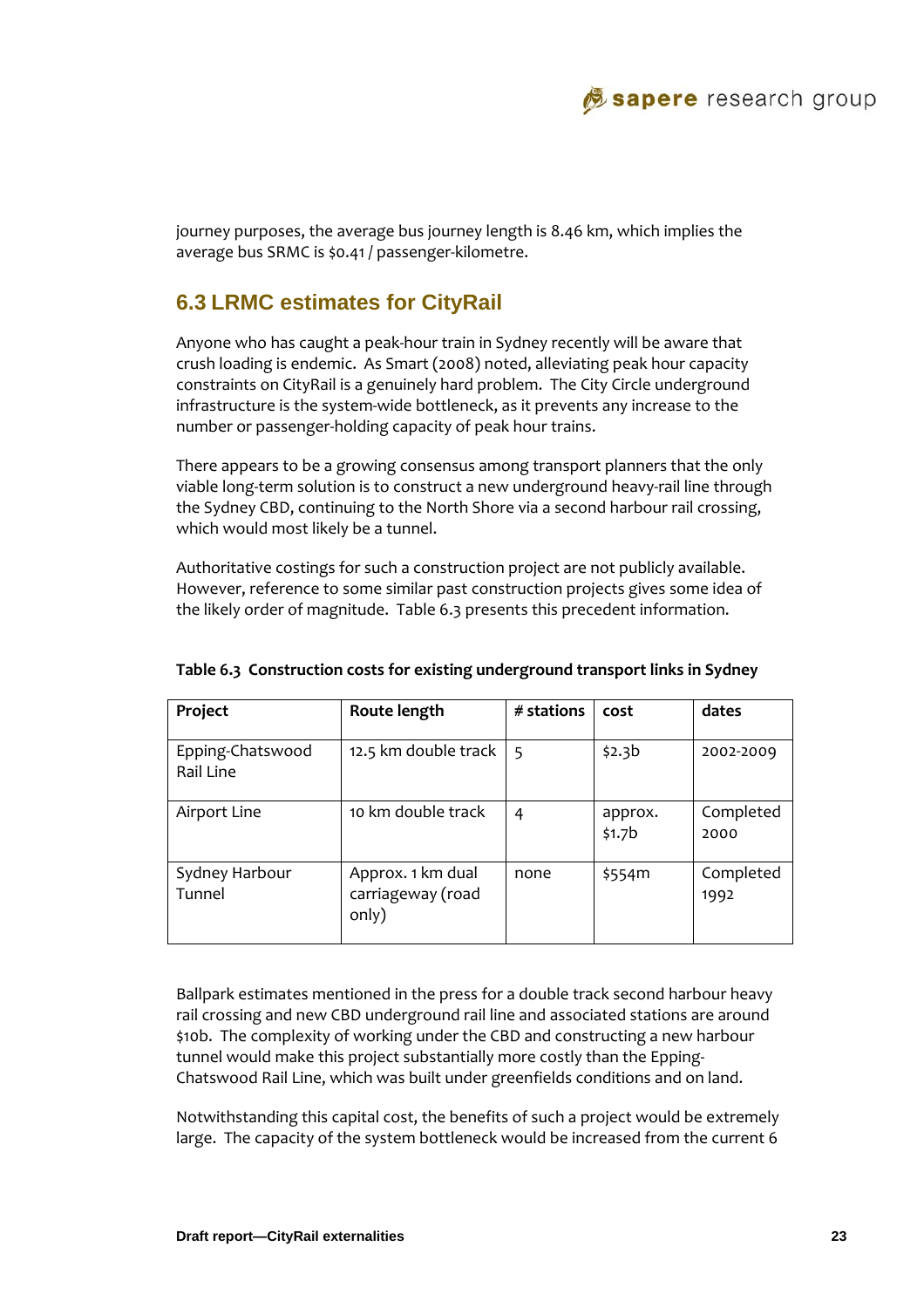journey purposes, the average bus journey length is 8.46 km, which implies the average bus SRMC is $0.41 / passenger-kilometre.

## 6.3 LRMC estimates for CityRail

Anyone who has caught a peak-hour train in Sydney recently will be aware that crush loading is endemic. As Smart (2008) noted, alleviating peak hour capacity constraints on CityRail is a genuinely hard problem. The City Circle underground infrastructure is the system-wide bottleneck, as it prevents any increase to the number or passenger-holding capacity of peak hour trains.

There appears to be a growing consensus among transport planners that the only viable long-term solution is to construct a new underground heavy-rail line through the Sydney CBD, continuing to the North Shore via a second harbour rail crossing, which would most likely be a tunnel.

Authoritative costings for such a construction project are not publicly available. However, reference to some similar past construction projects gives some idea of the likely order of magnitude. Table 6.3 presents this precedent information.

**Table 6.3 Construction costs for existing underground transport links in Sydney**

| Project | Route length | # stations | cost | dates |
|---|---|---|---|---|
| Epping-Chatswood Rail Line | 12.5 km double track | 5 | $2.3b | 2002-2009 |
| Airport Line | 10 km double track | 4 | approx. $1.7b | Completed 2000 |
| Sydney Harbour Tunnel | Approx. 1 km dual carriageway (road only) | none | $554m | Completed 1992 |

Ballpark estimates mentioned in the press for a double track second harbour heavy rail crossing and new CBD underground rail line and associated stations are around $10b. The complexity of working under the CBD and constructing a new harbour tunnel would make this project substantially more costly than the Epping-Chatswood Rail Line, which was built under greenfields conditions and on land.

Notwithstanding this capital cost, the benefits of such a project would be extremely large. The capacity of the system bottleneck would be increased from the current 6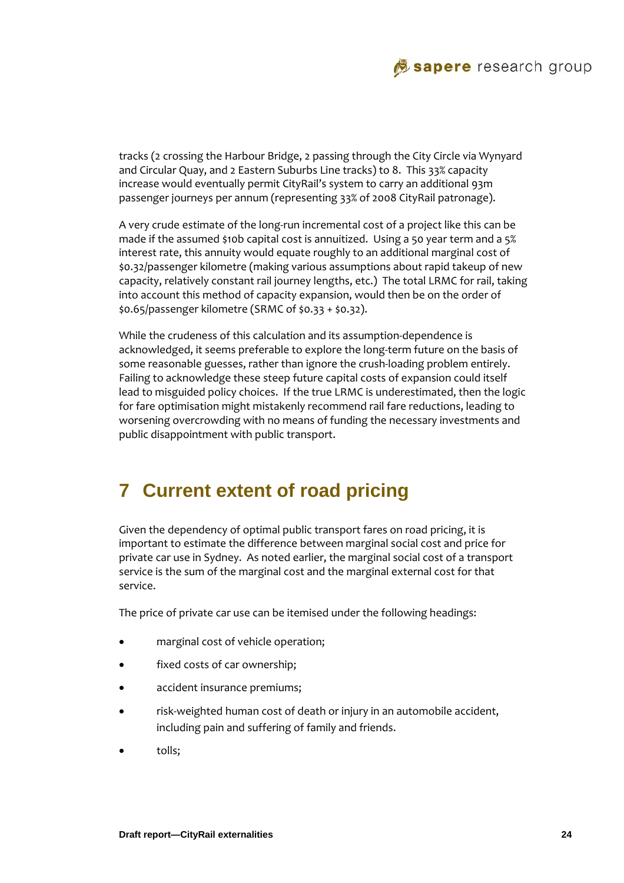tracks (2 crossing the Harbour Bridge, 2 passing through the City Circle via Wynyard and Circular Quay, and 2 Eastern Suburbs Line tracks) to 8. This 33% capacity increase would eventually permit CityRail's system to carry an additional 93m passenger journeys per annum (representing 33% of 2008 CityRail patronage).

A very crude estimate of the long-run incremental cost of a project like this can be made if the assumed $10b capital cost is annuitized. Using a 50 year term and a 5% interest rate, this annuity would equate roughly to an additional marginal cost of $0.32/passenger kilometre (making various assumptions about rapid takeup of new capacity, relatively constant rail journey lengths, etc.) The total LRMC for rail, taking into account this method of capacity expansion, would then be on the order of $0.65/passenger kilometre (SRMC of $0.33 + $0.32).

While the crudeness of this calculation and its assumption-dependence is acknowledged, it seems preferable to explore the long-term future on the basis of some reasonable guesses, rather than ignore the crush-loading problem entirely. Failing to acknowledge these steep future capital costs of expansion could itself lead to misguided policy choices. If the true LRMC is underestimated, then the logic for fare optimisation might mistakenly recommend rail fare reductions, leading to worsening overcrowding with no means of funding the necessary investments and public disappointment with public transport.

# 7 Current extent of road pricing

Given the dependency of optimal public transport fares on road pricing, it is important to estimate the difference between marginal social cost and price for private car use in Sydney. As noted earlier, the marginal social cost of a transport service is the sum of the marginal cost and the marginal external cost for that service.

The price of private car use can be itemised under the following headings:

- marginal cost of vehicle operation;
- fixed costs of car ownership;
- accident insurance premiums;
- risk-weighted human cost of death or injury in an automobile accident, including pain and suffering of family and friends.
- tolls;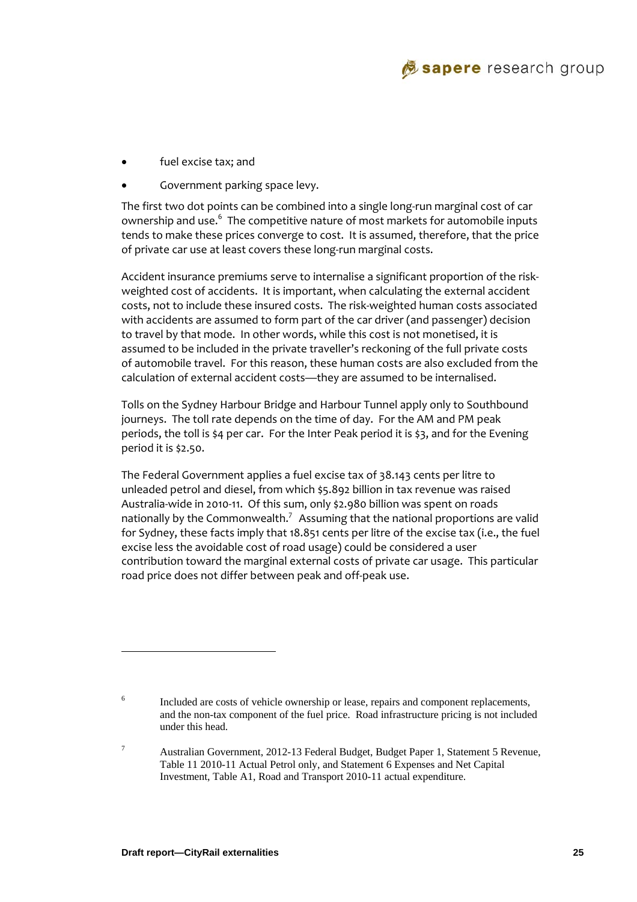- fuel excise tax; and
- Government parking space levy.

The first two dot points can be combined into a single long-run marginal cost of car ownership and use.[6] The competitive nature of most markets for automobile inputs tends to make these prices converge to cost. It is assumed, therefore, that the price of private car use at least covers these long-run marginal costs.

Accident insurance premiums serve to internalise a significant proportion of the risk-weighted cost of accidents. It is important, when calculating the external accident costs, not to include these insured costs. The risk-weighted human costs associated with accidents are assumed to form part of the car driver (and passenger) decision to travel by that mode. In other words, while this cost is not monetised, it is assumed to be included in the private traveller's reckoning of the full private costs of automobile travel. For this reason, these human costs are also excluded from the calculation of external accident costs—they are assumed to be internalised.

Tolls on the Sydney Harbour Bridge and Harbour Tunnel apply only to Southbound journeys. The toll rate depends on the time of day. For the AM and PM peak periods, the toll is $4 per car. For the Inter Peak period it is $3, and for the Evening period it is $2.50.

The Federal Government applies a fuel excise tax of 38.143 cents per litre to unleaded petrol and diesel, from which $5.892 billion in tax revenue was raised Australia-wide in 2010-11. Of this sum, only $2.980 billion was spent on roads nationally by the Commonwealth.[7] Assuming that the national proportions are valid for Sydney, these facts imply that 18.851 cents per litre of the excise tax (i.e., the fuel excise less the avoidable cost of road usage) could be considered a user contribution toward the marginal external costs of private car usage. This particular road price does not differ between peak and off-peak use.

---

[6] Included are costs of vehicle ownership or lease, repairs and component replacements, and the non-tax component of the fuel price. Road infrastructure pricing is not included under this head.

[7] Australian Government, 2012-13 Federal Budget, Budget Paper 1, Statement 5 Revenue, Table 11 2010-11 Actual Petrol only, and Statement 6 Expenses and Net Capital Investment, Table A1, Road and Transport 2010-11 actual expenditure.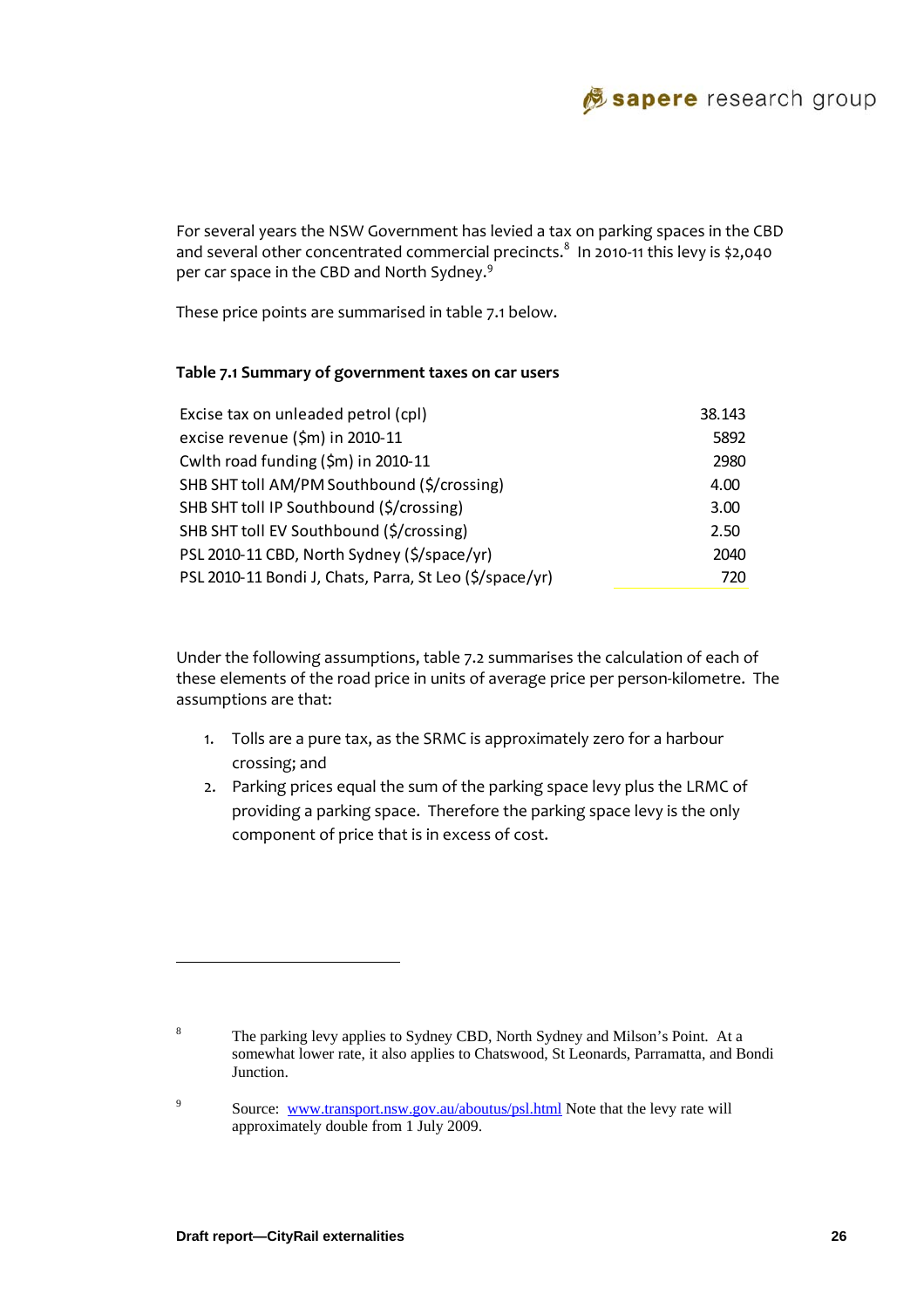For several years the NSW Government has levied a tax on parking spaces in the CBD and several other concentrated commercial precincts.[8] In 2010-11 this levy is $2,040 per car space in the CBD and North Sydney.[9]

These price points are summarised in table 7.1 below.

**Table 7.1 Summary of government taxes on car users**

| | |
|---|---|
| Excise tax on unleaded petrol (cpl) | 38.143 |
| excise revenue ($m) in 2010-11 | 5892 |
| Cwlth road funding ($m) in 2010-11 | 2980 |
| SHB SHT toll AM/PM Southbound ($/crossing) | 4.00 |
| SHB SHT toll IP Southbound ($/crossing) | 3.00 |
| SHB SHT toll EV Southbound ($/crossing) | 2.50 |
| PSL 2010-11 CBD, North Sydney ($/space/yr) | 2040 |
| PSL 2010-11 Bondi J, Chats, Parra, St Leo ($/space/yr) | 720 |

Under the following assumptions, table 7.2 summarises the calculation of each of these elements of the road price in units of average price per person-kilometre. The assumptions are that:

1. Tolls are a pure tax, as the SRMC is approximately zero for a harbour crossing; and
2. Parking prices equal the sum of the parking space levy plus the LRMC of providing a parking space. Therefore the parking space levy is the only component of price that is in excess of cost.

---

[8] The parking levy applies to Sydney CBD, North Sydney and Milson's Point. At a somewhat lower rate, it also applies to Chatswood, St Leonards, Parramatta, and Bondi Junction.

[9] Source: www.transport.nsw.gov.au/aboutus/psl.html Note that the levy rate will approximately double from 1 July 2009.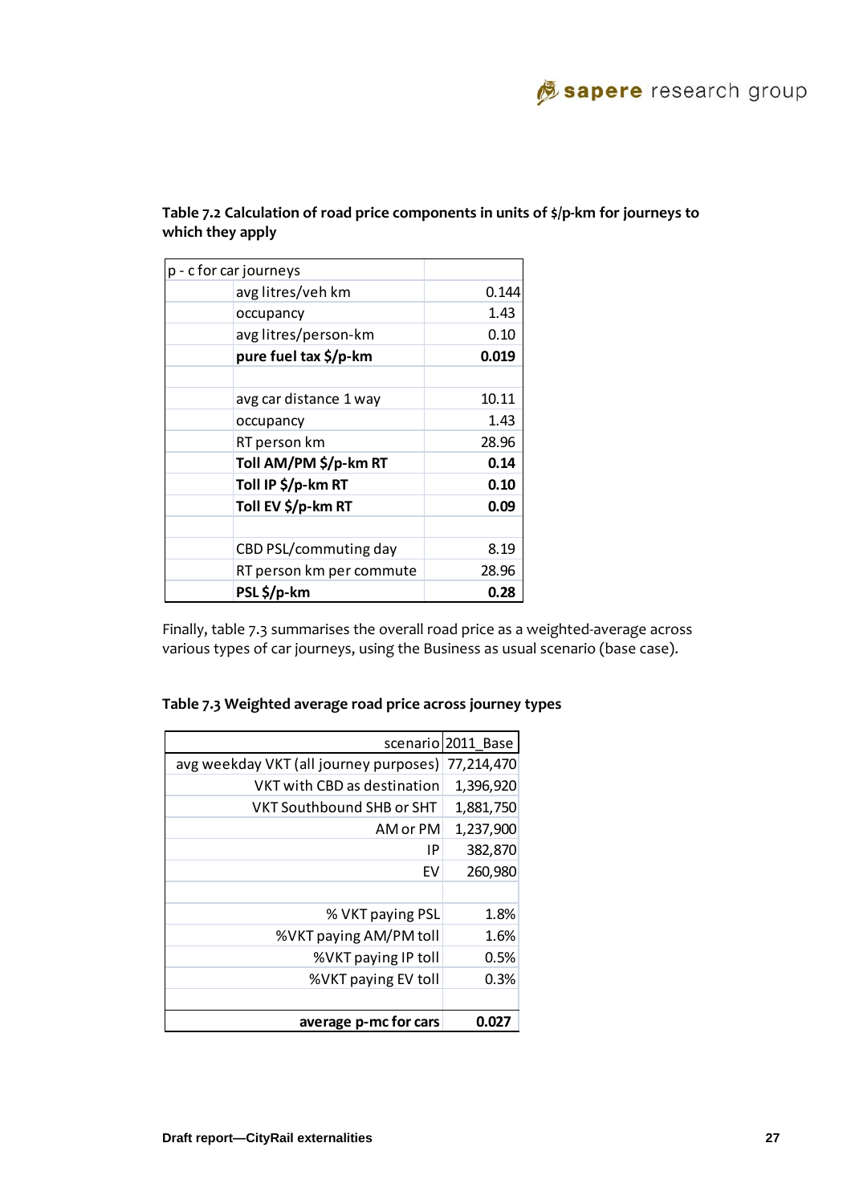**Table 7.2 Calculation of road price components in units of $/p-km for journeys to which they apply**

| p - c for car journeys | | |
|---|---|---|
| | avg litres/veh km | 0.144 |
| | occupancy | 1.43 |
| | avg litres/person-km | 0.10 |
| | **pure fuel tax $/p-km** | **0.019** |
| | | |
| | avg car distance 1 way | 10.11 |
| | occupancy | 1.43 |
| | RT person km | 28.96 |
| | **Toll AM/PM $/p-km RT** | **0.14** |
| | **Toll IP $/p-km RT** | **0.10** |
| | **Toll EV $/p-km RT** | **0.09** |
| | | |
| | CBD PSL/commuting day | 8.19 |
| | RT person km per commute | 28.96 |
| | **PSL $/p-km** | **0.28** |

Finally, table 7.3 summarises the overall road price as a weighted-average across various types of car journeys, using the Business as usual scenario (base case).

**Table 7.3 Weighted average road price across journey types**

| scenario | 2011_Base |
|---|---|
| avg weekday VKT (all journey purposes) | 77,214,470 |
| VKT with CBD as destination | 1,396,920 |
| VKT Southbound SHB or SHT | 1,881,750 |
| AM or PM | 1,237,900 |
| IP | 382,870 |
| EV | 260,980 |
| | |
| % VKT paying PSL | 1.8% |
| %VKT paying AM/PM toll | 1.6% |
| %VKT paying IP toll | 0.5% |
| %VKT paying EV toll | 0.3% |
| | |
| **average p-mc for cars** | **0.027** |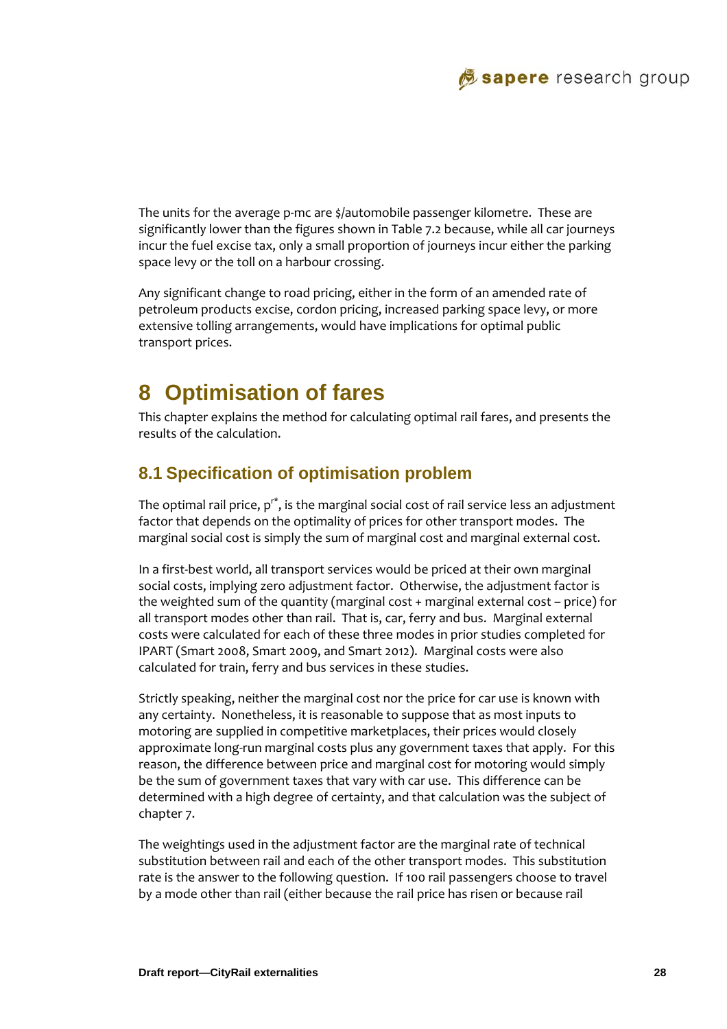The units for the average p-mc are $/automobile passenger kilometre. These are significantly lower than the figures shown in Table 7.2 because, while all car journeys incur the fuel excise tax, only a small proportion of journeys incur either the parking space levy or the toll on a harbour crossing.

Any significant change to road pricing, either in the form of an amended rate of petroleum products excise, cordon pricing, increased parking space levy, or more extensive tolling arrangements, would have implications for optimal public transport prices.

# 8 Optimisation of fares

This chapter explains the method for calculating optimal rail fares, and presents the results of the calculation.

## 8.1 Specification of optimisation problem

The optimal rail price, $p^{r*}$, is the marginal social cost of rail service less an adjustment factor that depends on the optimality of prices for other transport modes. The marginal social cost is simply the sum of marginal cost and marginal external cost.

In a first-best world, all transport services would be priced at their own marginal social costs, implying zero adjustment factor. Otherwise, the adjustment factor is the weighted sum of the quantity (marginal cost + marginal external cost – price) for all transport modes other than rail. That is, car, ferry and bus. Marginal external costs were calculated for each of these three modes in prior studies completed for IPART (Smart 2008, Smart 2009, and Smart 2012). Marginal costs were also calculated for train, ferry and bus services in these studies.

Strictly speaking, neither the marginal cost nor the price for car use is known with any certainty. Nonetheless, it is reasonable to suppose that as most inputs to motoring are supplied in competitive marketplaces, their prices would closely approximate long-run marginal costs plus any government taxes that apply. For this reason, the difference between price and marginal cost for motoring would simply be the sum of government taxes that vary with car use. This difference can be determined with a high degree of certainty, and that calculation was the subject of chapter 7.

The weightings used in the adjustment factor are the marginal rate of technical substitution between rail and each of the other transport modes. This substitution rate is the answer to the following question. If 100 rail passengers choose to travel by a mode other than rail (either because the rail price has risen or because rail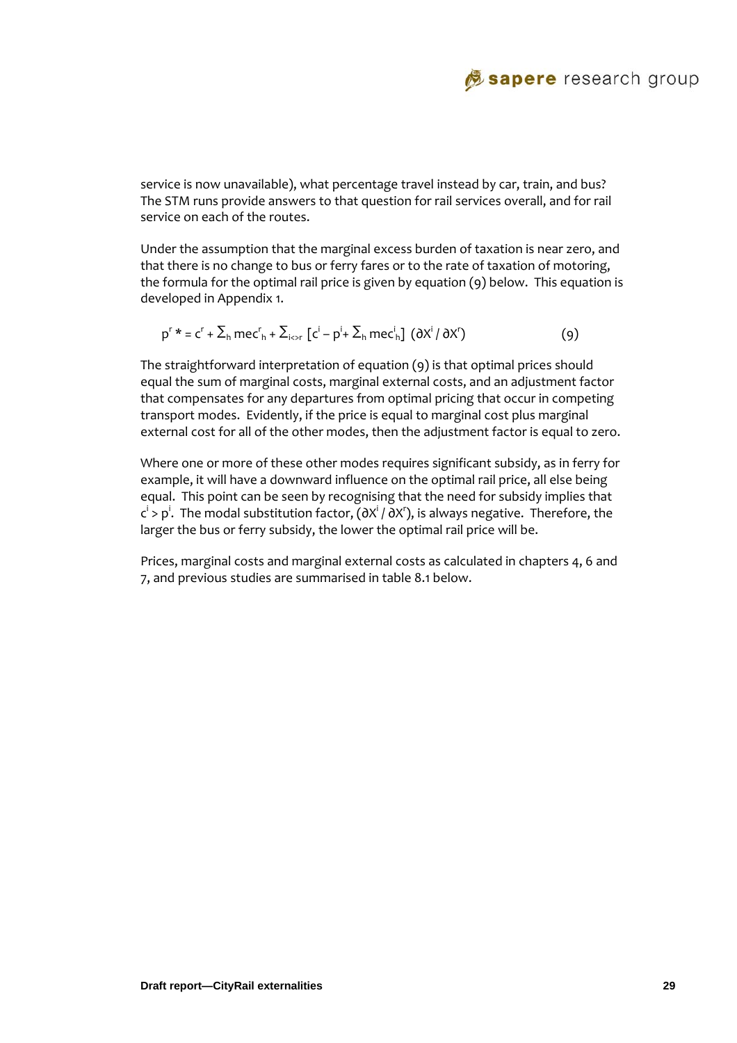service is now unavailable), what percentage travel instead by car, train, and bus? The STM runs provide answers to that question for rail services overall, and for rail service on each of the routes.

Under the assumption that the marginal excess burden of taxation is near zero, and that there is no change to bus or ferry fares or to the rate of taxation of motoring, the formula for the optimal rail price is given by equation (9) below. This equation is developed in Appendix 1.

$$p^r* = c^r + \Sigma_h mec^r_h + \Sigma_{i<>r} [c^i - p^i + \Sigma_h mec^i_h] (\partial X^i / \partial X^r) \qquad (9)$$

The straightforward interpretation of equation (9) is that optimal prices should equal the sum of marginal costs, marginal external costs, and an adjustment factor that compensates for any departures from optimal pricing that occur in competing transport modes. Evidently, if the price is equal to marginal cost plus marginal external cost for all of the other modes, then the adjustment factor is equal to zero.

Where one or more of these other modes requires significant subsidy, as in ferry for example, it will have a downward influence on the optimal rail price, all else being equal. This point can be seen by recognising that the need for subsidy implies that $c^i > p^i$. The modal substitution factor, $(\partial X^i / \partial X^r)$, is always negative. Therefore, the larger the bus or ferry subsidy, the lower the optimal rail price will be.

Prices, marginal costs and marginal external costs as calculated in chapters 4, 6 and 7, and previous studies are summarised in table 8.1 below.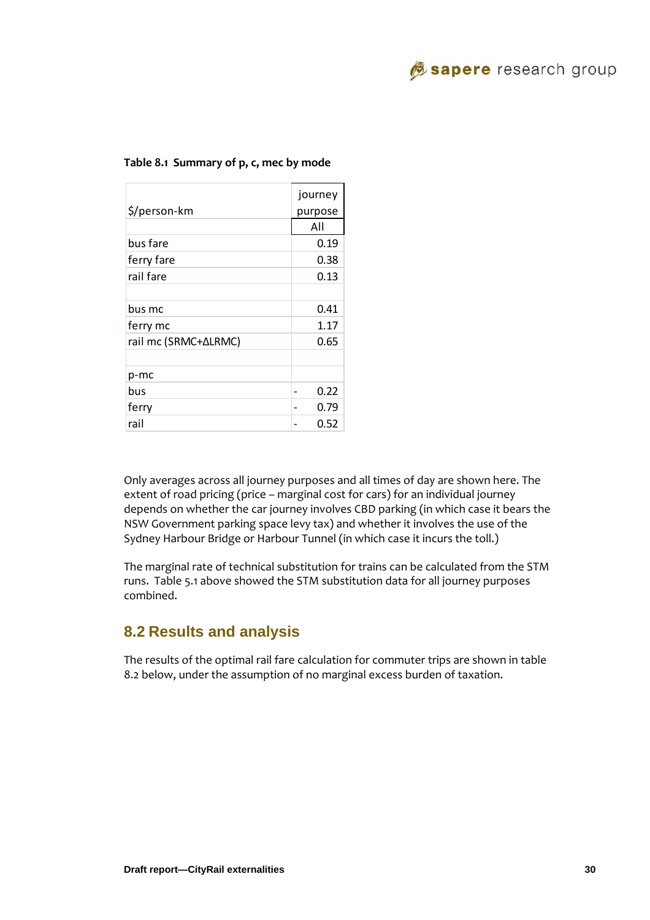**Table 8.1 Summary of p, c, mec by mode**

| $/person-km | journey purpose |
|---|---|
| | All |
| bus fare | 0.19 |
| ferry fare | 0.38 |
| rail fare | 0.13 |
| | |
| bus mc | 0.41 |
| ferry mc | 1.17 |
| rail mc (SRMC+ΔLRMC) | 0.65 |
| | |
| p-mc | |
| bus | - 0.22 |
| ferry | - 0.79 |
| rail | - 0.52 |

Only averages across all journey purposes and all times of day are shown here. The extent of road pricing (price – marginal cost for cars) for an individual journey depends on whether the car journey involves CBD parking (in which case it bears the NSW Government parking space levy tax) and whether it involves the use of the Sydney Harbour Bridge or Harbour Tunnel (in which case it incurs the toll.)

The marginal rate of technical substitution for trains can be calculated from the STM runs. Table 5.1 above showed the STM substitution data for all journey purposes combined.

## 8.2 Results and analysis

The results of the optimal rail fare calculation for commuter trips are shown in table 8.2 below, under the assumption of no marginal excess burden of taxation.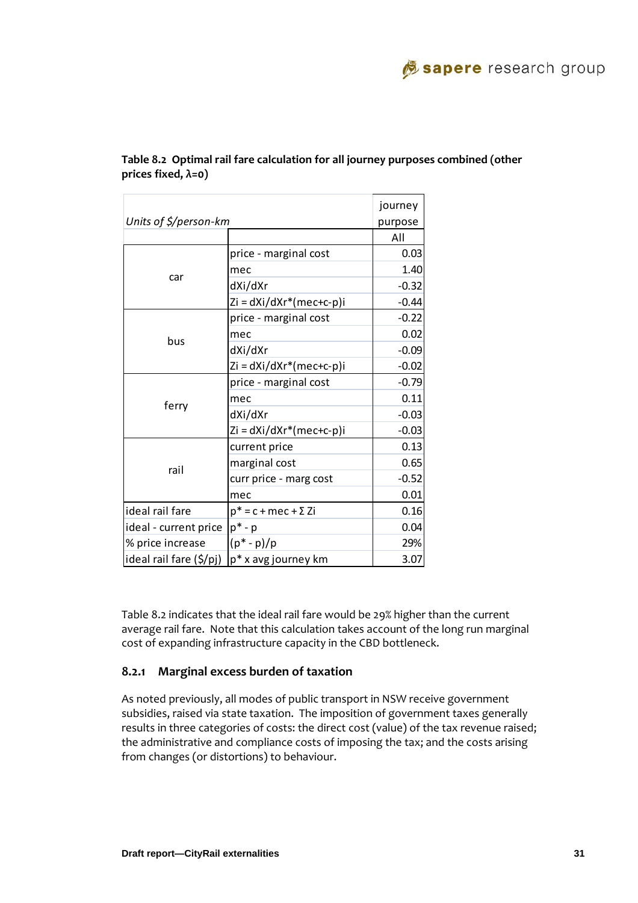**Table 8.2 Optimal rail fare calculation for all journey purposes combined (other prices fixed, λ=0)**

| *Units of $/person-km* | | journey purpose |
|---|---|---|
| | | All |
| car | price - marginal cost | 0.03 |
| | mec | 1.40 |
| | dXi/dXr | -0.32 |
| | Zi = dXi/dXr*(mec+c-p)i | -0.44 |
| bus | price - marginal cost | -0.22 |
| | mec | 0.02 |
| | dXi/dXr | -0.09 |
| | Zi = dXi/dXr*(mec+c-p)i | -0.02 |
| ferry | price - marginal cost | -0.79 |
| | mec | 0.11 |
| | dXi/dXr | -0.03 |
| | Zi = dXi/dXr*(mec+c-p)i | -0.03 |
| rail | current price | 0.13 |
| | marginal cost | 0.65 |
| | curr price - marg cost | -0.52 |
| | mec | 0.01 |
| ideal rail fare | p* = c + mec + Σ Zi | 0.16 |
| ideal - current price | p* - p | 0.04 |
| % price increase | (p* - p)/p | 29% |
| ideal rail fare ($/pj) | p* x avg journey km | 3.07 |

Table 8.2 indicates that the ideal rail fare would be 29% higher than the current average rail fare. Note that this calculation takes account of the long run marginal cost of expanding infrastructure capacity in the CBD bottleneck.

### 8.2.1 Marginal excess burden of taxation

As noted previously, all modes of public transport in NSW receive government subsidies, raised via state taxation. The imposition of government taxes generally results in three categories of costs: the direct cost (value) of the tax revenue raised; the administrative and compliance costs of imposing the tax; and the costs arising from changes (or distortions) to behaviour.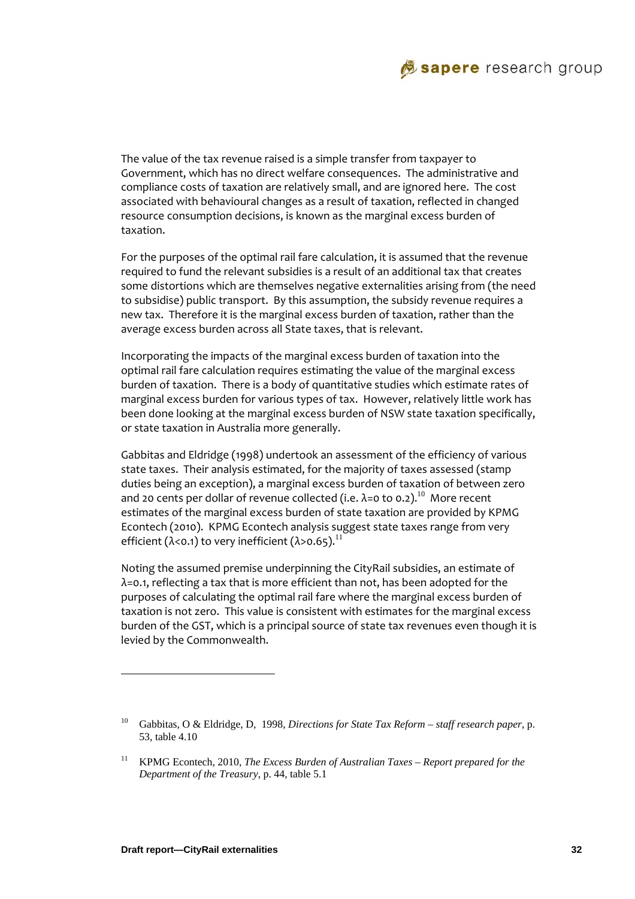The value of the tax revenue raised is a simple transfer from taxpayer to Government, which has no direct welfare consequences. The administrative and compliance costs of taxation are relatively small, and are ignored here. The cost associated with behavioural changes as a result of taxation, reflected in changed resource consumption decisions, is known as the marginal excess burden of taxation.

For the purposes of the optimal rail fare calculation, it is assumed that the revenue required to fund the relevant subsidies is a result of an additional tax that creates some distortions which are themselves negative externalities arising from (the need to subsidise) public transport. By this assumption, the subsidy revenue requires a new tax. Therefore it is the marginal excess burden of taxation, rather than the average excess burden across all State taxes, that is relevant.

Incorporating the impacts of the marginal excess burden of taxation into the optimal rail fare calculation requires estimating the value of the marginal excess burden of taxation. There is a body of quantitative studies which estimate rates of marginal excess burden for various types of tax. However, relatively little work has been done looking at the marginal excess burden of NSW state taxation specifically, or state taxation in Australia more generally.

Gabbitas and Eldridge (1998) undertook an assessment of the efficiency of various state taxes. Their analysis estimated, for the majority of taxes assessed (stamp duties being an exception), a marginal excess burden of taxation of between zero and 20 cents per dollar of revenue collected (i.e. $\lambda=0$ to $0.2$).[10] More recent estimates of the marginal excess burden of state taxation are provided by KPMG Econtech (2010). KPMG Econtech analysis suggest state taxes range from very efficient ($\lambda<0.1$) to very inefficient ($\lambda>0.65$).[11]

Noting the assumed premise underpinning the CityRail subsidies, an estimate of $\lambda=0.1$, reflecting a tax that is more efficient than not, has been adopted for the purposes of calculating the optimal rail fare where the marginal excess burden of taxation is not zero. This value is consistent with estimates for the marginal excess burden of the GST, which is a principal source of state tax revenues even though it is levied by the Commonwealth.

---

[10] Gabbitas, O & Eldridge, D, 1998, *Directions for State Tax Reform – staff research paper*, p. 53, table 4.10

[11] KPMG Econtech, 2010, *The Excess Burden of Australian Taxes – Report prepared for the Department of the Treasury*, p. 44, table 5.1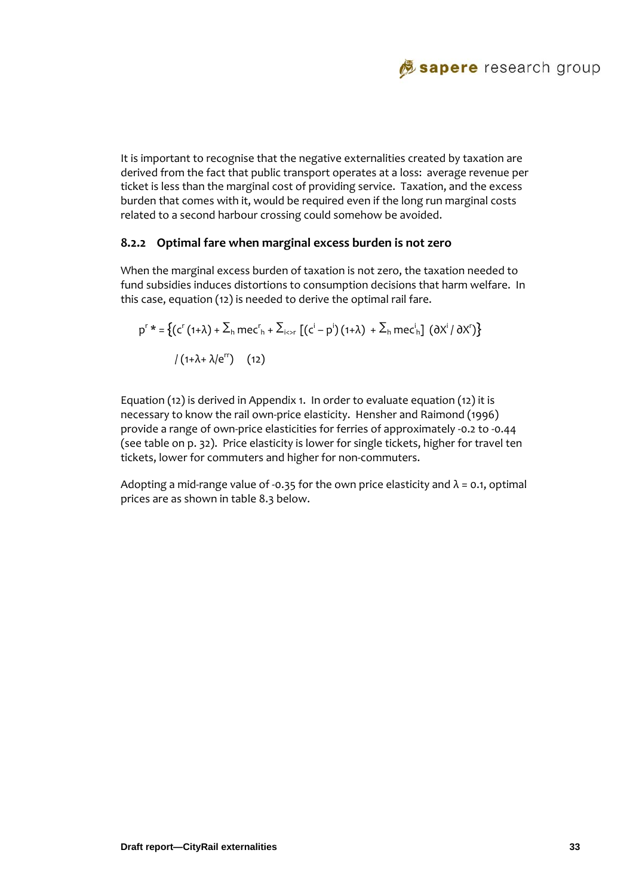It is important to recognise that the negative externalities created by taxation are derived from the fact that public transport operates at a loss: average revenue per ticket is less than the marginal cost of providing service. Taxation, and the excess burden that comes with it, would be required even if the long run marginal costs related to a second harbour crossing could somehow be avoided.

### 8.2.2 Optimal fare when marginal excess burden is not zero

When the marginal excess burden of taxation is not zero, the taxation needed to fund subsidies induces distortions to consumption decisions that harm welfare. In this case, equation (12) is needed to derive the optimal rail fare.

$$p^r * = \left\{(c^r (1+\lambda) + \Sigma_h \, mec^r{}_h + \Sigma_{i<>r} \left[(c^i - p^i)(1+\lambda) + \Sigma_h \, mec^i{}_h\right] (\partial X^i / \partial X^r)\right\}$$

$$/ (1+\lambda + \lambda/e^{rr}) \quad (12)$$

Equation (12) is derived in Appendix 1. In order to evaluate equation (12) it is necessary to know the rail own-price elasticity. Hensher and Raimond (1996) provide a range of own-price elasticities for ferries of approximately -0.2 to -0.44 (see table on p. 32). Price elasticity is lower for single tickets, higher for travel ten tickets, lower for commuters and higher for non-commuters.

Adopting a mid-range value of -0.35 for the own price elasticity and $\lambda$ = 0.1, optimal prices are as shown in table 8.3 below.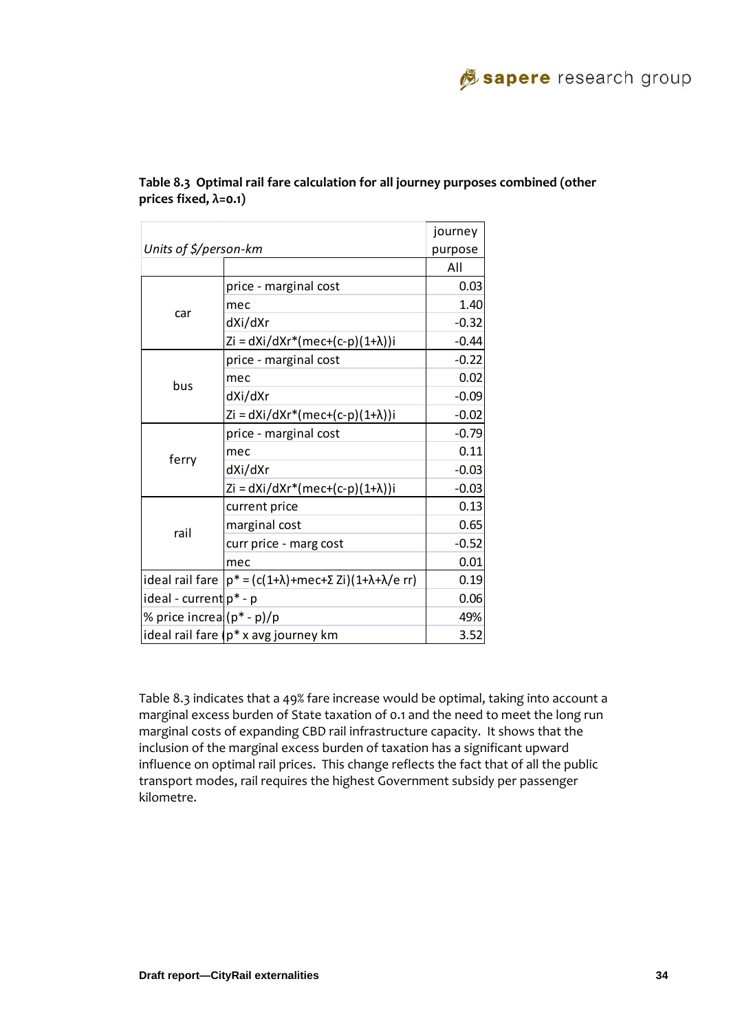**Table 8.3 Optimal rail fare calculation for all journey purposes combined (other prices fixed, λ=0.1)**

| *Units of $/person-km* | | journey purpose |
|---|---|---|
| | | All |
| car | price - marginal cost | 0.03 |
| | mec | 1.40 |
| | dXi/dXr | -0.32 |
| | Zi = dXi/dXr*(mec+(c-p)(1+λ))i | -0.44 |
| bus | price - marginal cost | -0.22 |
| | mec | 0.02 |
| | dXi/dXr | -0.09 |
| | Zi = dXi/dXr*(mec+(c-p)(1+λ))i | -0.02 |
| ferry | price - marginal cost | -0.79 |
| | mec | 0.11 |
| | dXi/dXr | -0.03 |
| | Zi = dXi/dXr*(mec+(c-p)(1+λ))i | -0.03 |
| rail | current price | 0.13 |
| | marginal cost | 0.65 |
| | curr price - marg cost | -0.52 |
| | mec | 0.01 |
| ideal rail fare | p* = (c(1+λ)+mec+Σ Zi)(1+λ+λ/e rr) | 0.19 |
| ideal - current | p* - p | 0.06 |
| % price increa | (p* - p)/p | 49% |
| ideal rail fare ( | p* x avg journey km | 3.52 |

Table 8.3 indicates that a 49% fare increase would be optimal, taking into account a marginal excess burden of State taxation of 0.1 and the need to meet the long run marginal costs of expanding CBD rail infrastructure capacity. It shows that the inclusion of the marginal excess burden of taxation has a significant upward influence on optimal rail prices. This change reflects the fact that of all the public transport modes, rail requires the highest Government subsidy per passenger kilometre.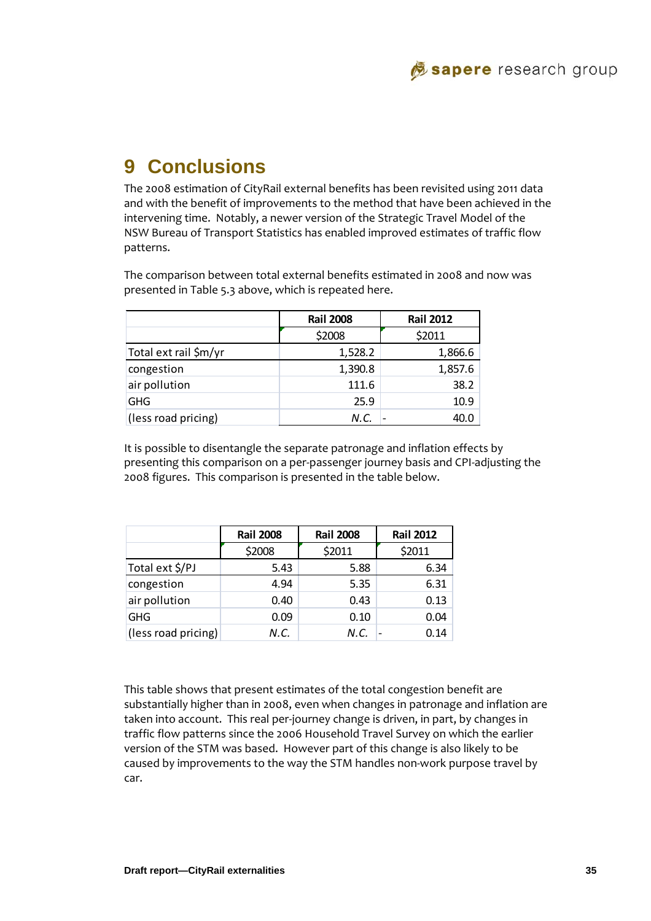# 9 Conclusions

The 2008 estimation of CityRail external benefits has been revisited using 2011 data and with the benefit of improvements to the method that have been achieved in the intervening time. Notably, a newer version of the Strategic Travel Model of the NSW Bureau of Transport Statistics has enabled improved estimates of traffic flow patterns.

The comparison between total external benefits estimated in 2008 and now was presented in Table 5.3 above, which is repeated here.

| | Rail 2008 | Rail 2012 |
|---|---|---|
| | $2008 | $2011 |
| Total ext rail $m/yr | 1,528.2 | 1,866.6 |
| congestion | 1,390.8 | 1,857.6 |
| air pollution | 111.6 | 38.2 |
| GHG | 25.9 | 10.9 |
| (less road pricing) | *N.C.* | - 40.0 |

It is possible to disentangle the separate patronage and inflation effects by presenting this comparison on a per-passenger journey basis and CPI-adjusting the 2008 figures. This comparison is presented in the table below.

| | Rail 2008 | Rail 2008 | Rail 2012 |
|---|---|---|---|
| | $2008 | $2011 | $2011 |
| Total ext $/PJ | 5.43 | 5.88 | 6.34 |
| congestion | 4.94 | 5.35 | 6.31 |
| air pollution | 0.40 | 0.43 | 0.13 |
| GHG | 0.09 | 0.10 | 0.04 |
| (less road pricing) | *N.C.* | *N.C.* | - 0.14 |

This table shows that present estimates of the total congestion benefit are substantially higher than in 2008, even when changes in patronage and inflation are taken into account. This real per-journey change is driven, in part, by changes in traffic flow patterns since the 2006 Household Travel Survey on which the earlier version of the STM was based. However part of this change is also likely to be caused by improvements to the way the STM handles non-work purpose travel by car.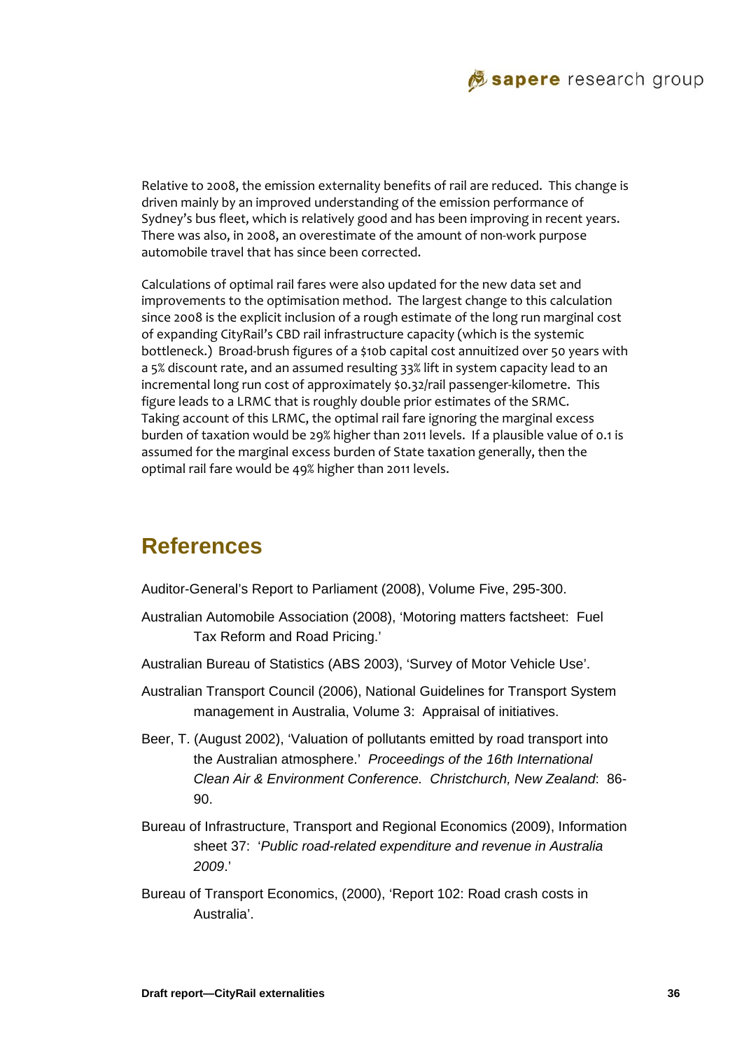Relative to 2008, the emission externality benefits of rail are reduced. This change is driven mainly by an improved understanding of the emission performance of Sydney's bus fleet, which is relatively good and has been improving in recent years. There was also, in 2008, an overestimate of the amount of non-work purpose automobile travel that has since been corrected.

Calculations of optimal rail fares were also updated for the new data set and improvements to the optimisation method. The largest change to this calculation since 2008 is the explicit inclusion of a rough estimate of the long run marginal cost of expanding CityRail's CBD rail infrastructure capacity (which is the systemic bottleneck.) Broad-brush figures of a $10b capital cost annuitized over 50 years with a 5% discount rate, and an assumed resulting 33% lift in system capacity lead to an incremental long run cost of approximately $0.32/rail passenger-kilometre. This figure leads to a LRMC that is roughly double prior estimates of the SRMC. Taking account of this LRMC, the optimal rail fare ignoring the marginal excess burden of taxation would be 29% higher than 2011 levels. If a plausible value of 0.1 is assumed for the marginal excess burden of State taxation generally, then the optimal rail fare would be 49% higher than 2011 levels.

# References

Auditor-General's Report to Parliament (2008), Volume Five, 295-300.

Australian Automobile Association (2008), 'Motoring matters factsheet: Fuel Tax Reform and Road Pricing.'

Australian Bureau of Statistics (ABS 2003), 'Survey of Motor Vehicle Use'.

Australian Transport Council (2006), National Guidelines for Transport System management in Australia, Volume 3: Appraisal of initiatives.

Beer, T. (August 2002), 'Valuation of pollutants emitted by road transport into the Australian atmosphere.' *Proceedings of the 16th International Clean Air & Environment Conference. Christchurch, New Zealand*: 86-90.

Bureau of Infrastructure, Transport and Regional Economics (2009), Information sheet 37: '*Public road-related expenditure and revenue in Australia 2009*.'

Bureau of Transport Economics, (2000), 'Report 102: Road crash costs in Australia'.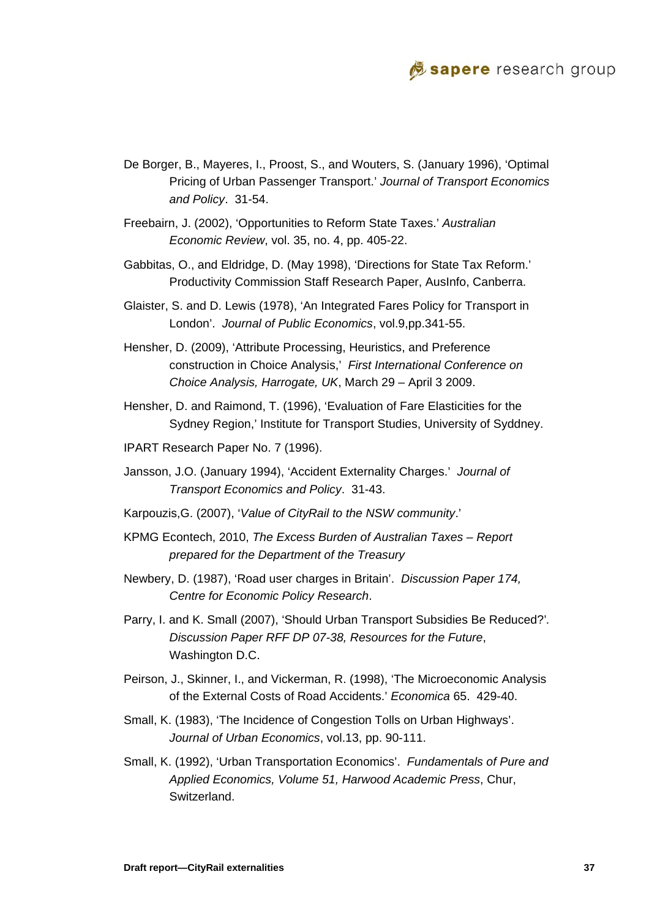De Borger, B., Mayeres, I., Proost, S., and Wouters, S. (January 1996), 'Optimal Pricing of Urban Passenger Transport.' *Journal of Transport Economics and Policy*. 31-54.

Freebairn, J. (2002), 'Opportunities to Reform State Taxes.' *Australian Economic Review*, vol. 35, no. 4, pp. 405-22.

Gabbitas, O., and Eldridge, D. (May 1998), 'Directions for State Tax Reform.' Productivity Commission Staff Research Paper, AusInfo, Canberra.

Glaister, S. and D. Lewis (1978), 'An Integrated Fares Policy for Transport in London'. *Journal of Public Economics*, vol.9,pp.341-55.

Hensher, D. (2009), 'Attribute Processing, Heuristics, and Preference construction in Choice Analysis,' *First International Conference on Choice Analysis, Harrogate, UK*, March 29 – April 3 2009.

Hensher, D. and Raimond, T. (1996), 'Evaluation of Fare Elasticities for the Sydney Region,' Institute for Transport Studies, University of Syddney.

IPART Research Paper No. 7 (1996).

Jansson, J.O. (January 1994), 'Accident Externality Charges.' *Journal of Transport Economics and Policy*. 31-43.

Karpouzis,G. (2007), '*Value of CityRail to the NSW community*.'

KPMG Econtech, 2010, *The Excess Burden of Australian Taxes – Report prepared for the Department of the Treasury*

Newbery, D. (1987), 'Road user charges in Britain'. *Discussion Paper 174, Centre for Economic Policy Research*.

Parry, I. and K. Small (2007), 'Should Urban Transport Subsidies Be Reduced?'. *Discussion Paper RFF DP 07-38, Resources for the Future*, Washington D.C.

Peirson, J., Skinner, I., and Vickerman, R. (1998), 'The Microeconomic Analysis of the External Costs of Road Accidents.' *Economica* 65. 429-40.

Small, K. (1983), 'The Incidence of Congestion Tolls on Urban Highways'. *Journal of Urban Economics*, vol.13, pp. 90-111.

Small, K. (1992), 'Urban Transportation Economics'. *Fundamentals of Pure and Applied Economics, Volume 51, Harwood Academic Press*, Chur, Switzerland.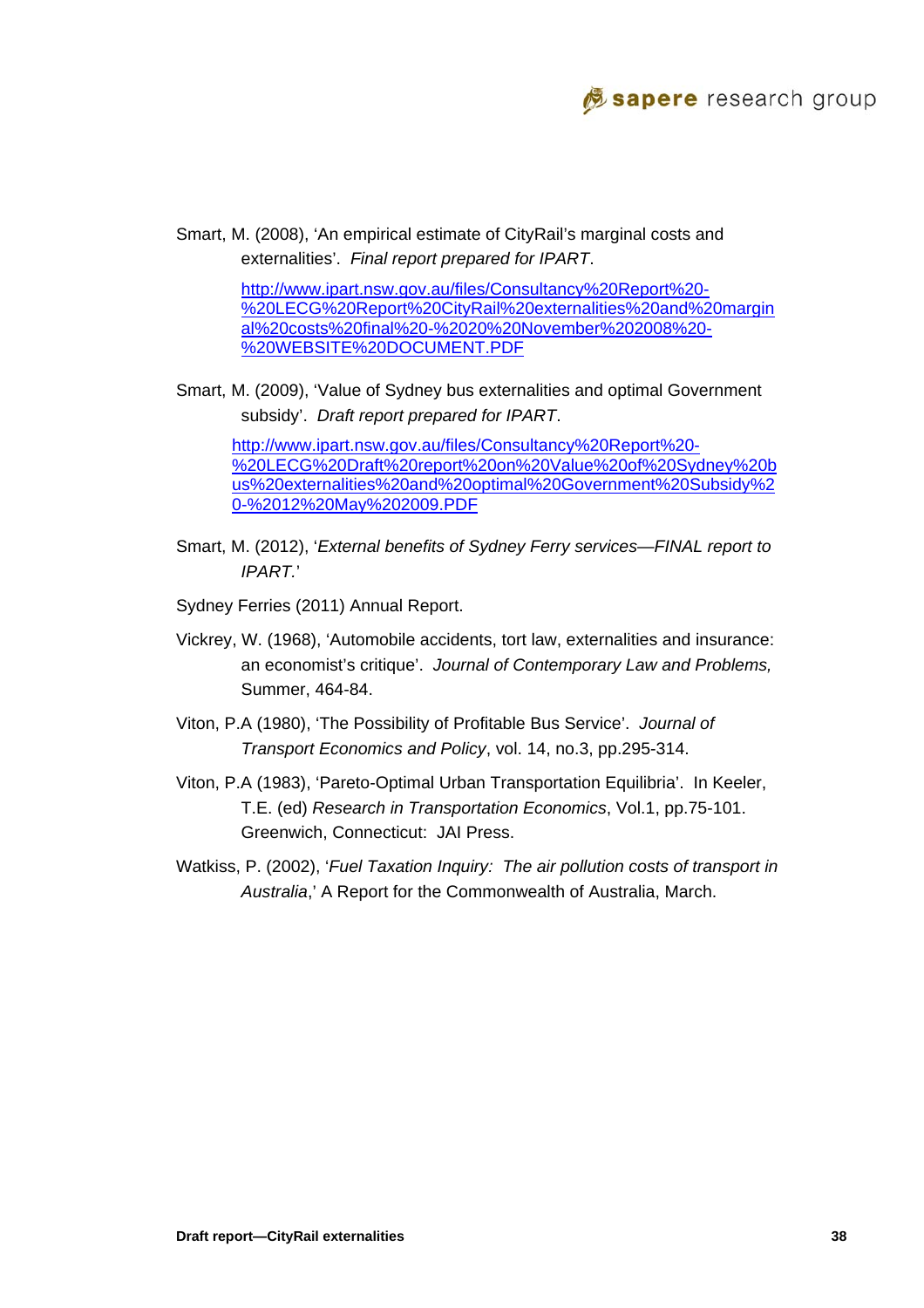Smart, M. (2008), 'An empirical estimate of CityRail's marginal costs and externalities'. *Final report prepared for IPART*.

http://www.ipart.nsw.gov.au/files/Consultancy%20Report%20-%20LECG%20Report%20CityRail%20externalities%20and%20marginal%20costs%20final%20-%2020%20November%202008%20-%20WEBSITE%20DOCUMENT.PDF

Smart, M. (2009), 'Value of Sydney bus externalities and optimal Government subsidy'. *Draft report prepared for IPART*.

http://www.ipart.nsw.gov.au/files/Consultancy%20Report%20-%20LECG%20Draft%20report%20on%20Value%20of%20Sydney%20bus%20externalities%20and%20optimal%20Government%20Subsidy%20-%2012%20May%202009.PDF

Smart, M. (2012), '*External benefits of Sydney Ferry services—FINAL report to IPART*.'

Sydney Ferries (2011) Annual Report.

Vickrey, W. (1968), 'Automobile accidents, tort law, externalities and insurance: an economist's critique'. *Journal of Contemporary Law and Problems,* Summer, 464-84.

Viton, P.A (1980), 'The Possibility of Profitable Bus Service'. *Journal of Transport Economics and Policy*, vol. 14, no.3, pp.295-314.

Viton, P.A (1983), 'Pareto-Optimal Urban Transportation Equilibria'. In Keeler, T.E. (ed) *Research in Transportation Economics*, Vol.1, pp.75-101. Greenwich, Connecticut: JAI Press.

Watkiss, P. (2002), '*Fuel Taxation Inquiry: The air pollution costs of transport in Australia*,' A Report for the Commonwealth of Australia, March.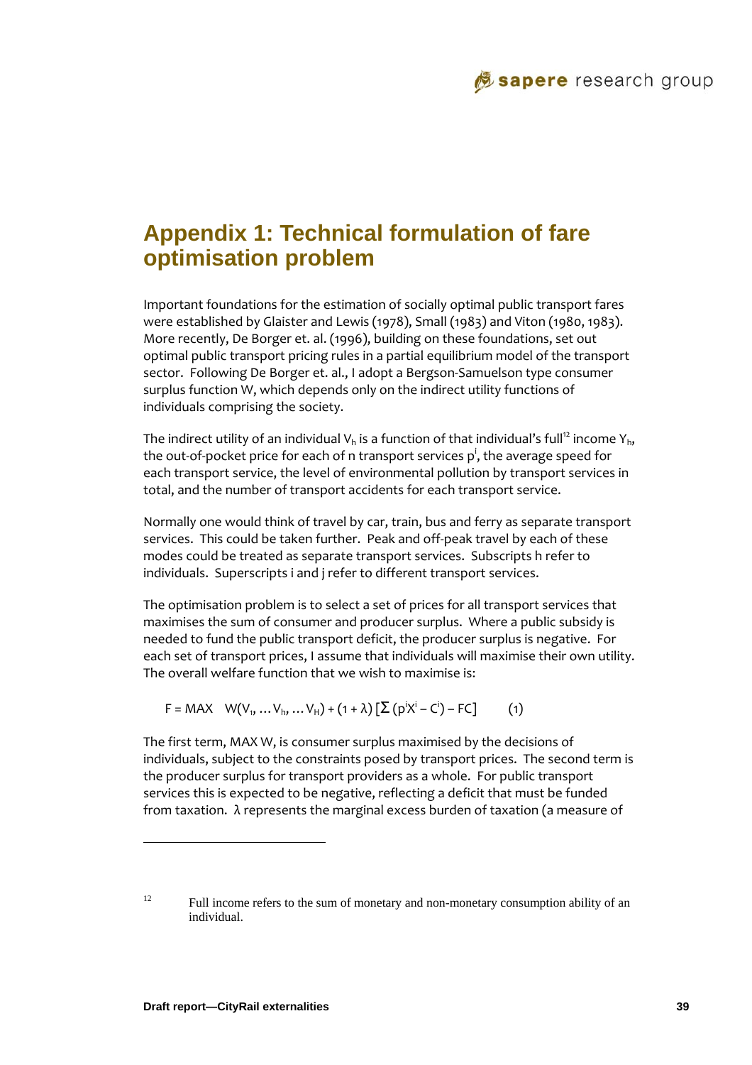# Appendix 1: Technical formulation of fare optimisation problem

Important foundations for the estimation of socially optimal public transport fares were established by Glaister and Lewis (1978), Small (1983) and Viton (1980, 1983). More recently, De Borger et. al. (1996), building on these foundations, set out optimal public transport pricing rules in a partial equilibrium model of the transport sector. Following De Borger et. al., I adopt a Bergson-Samuelson type consumer surplus function W, which depends only on the indirect utility functions of individuals comprising the society.

The indirect utility of an individual $V_h$ is a function of that individual's full[12] income $Y_h$, the out-of-pocket price for each of n transport services $p^i$, the average speed for each transport service, the level of environmental pollution by transport services in total, and the number of transport accidents for each transport service.

Normally one would think of travel by car, train, bus and ferry as separate transport services. This could be taken further. Peak and off-peak travel by each of these modes could be treated as separate transport services. Subscripts h refer to individuals. Superscripts i and j refer to different transport services.

The optimisation problem is to select a set of prices for all transport services that maximises the sum of consumer and producer surplus. Where a public subsidy is needed to fund the public transport deficit, the producer surplus is negative. For each set of transport prices, I assume that individuals will maximise their own utility. The overall welfare function that we wish to maximise is:

$$F = \text{MAX} \quad W(V_1, \ldots V_h, \ldots V_H) + (1 + \lambda)\left[\Sigma\,(p^i X^i - C^i) - FC\right] \qquad (1)$$

The first term, MAX W, is consumer surplus maximised by the decisions of individuals, subject to the constraints posed by transport prices. The second term is the producer surplus for transport providers as a whole. For public transport services this is expected to be negative, reflecting a deficit that must be funded from taxation. λ represents the marginal excess burden of taxation (a measure of

[12] Full income refers to the sum of monetary and non-monetary consumption ability of an individual.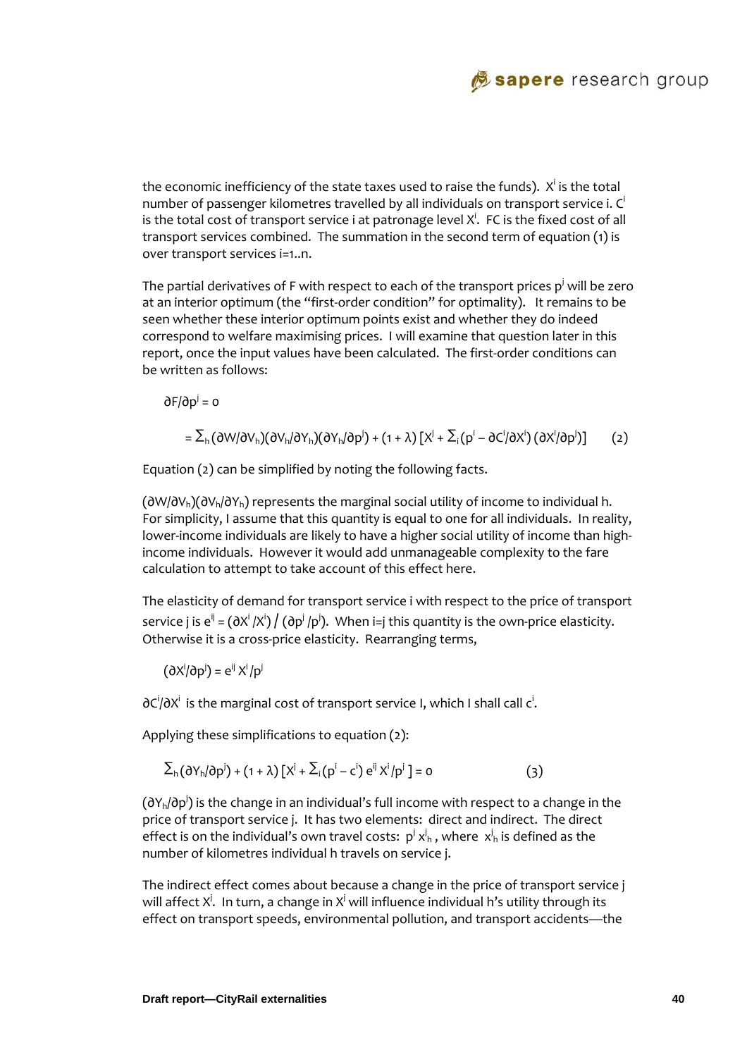the economic inefficiency of the state taxes used to raise the funds). $X^i$ is the total number of passenger kilometres travelled by all individuals on transport service i. $C^i$ is the total cost of transport service i at patronage level $X^i$. FC is the fixed cost of all transport services combined. The summation in the second term of equation (1) is over transport services i=1..n.

The partial derivatives of F with respect to each of the transport prices $p^j$ will be zero at an interior optimum (the "first-order condition" for optimality). It remains to be seen whether these interior optimum points exist and whether they do indeed correspond to welfare maximising prices. I will examine that question later in this report, once the input values have been calculated. The first-order conditions can be written as follows:

$$\partial F/\partial p^j = 0$$

$$= \Sigma_h (\partial W/\partial V_h)(\partial V_h/\partial Y_h)(\partial Y_h/\partial p^j) + (1 + \lambda) [X^j + \Sigma_i (p^i - \partial C^i/\partial X^i) (\partial X^i/\partial p^j)] \qquad (2)$$

Equation (2) can be simplified by noting the following facts.

$(\partial W/\partial V_h)(\partial V_h/\partial Y_h)$ represents the marginal social utility of income to individual h. For simplicity, I assume that this quantity is equal to one for all individuals. In reality, lower-income individuals are likely to have a higher social utility of income than high-income individuals. However it would add unmanageable complexity to the fare calculation to attempt to take account of this effect here.

The elasticity of demand for transport service i with respect to the price of transport service j is $e^{ij} = (\partial X^i /X^i) / (\partial p^j /p^j)$. When i=j this quantity is the own-price elasticity. Otherwise it is a cross-price elasticity. Rearranging terms,

$$(\partial X^i/\partial p^j) = e^{ij} X^i /p^j$$

$\partial C^i/\partial X^i$ is the marginal cost of transport service I, which I shall call $c^i$.

Applying these simplifications to equation (2):

$$\Sigma_h (\partial Y_h/\partial p^j) + (1 + \lambda) [X^j + \Sigma_i (p^i - c^i) e^{ij} X^i /p^j ] = 0 \qquad (3)$$

$(\partial Y_h/\partial p^j)$ is the change in an individual's full income with respect to a change in the price of transport service j. It has two elements: direct and indirect. The direct effect is on the individual's own travel costs: $p^j x^j_h$, where $x^j_h$ is defined as the number of kilometres individual h travels on service j.

The indirect effect comes about because a change in the price of transport service j will affect $X^j$. In turn, a change in $X^j$ will influence individual h's utility through its effect on transport speeds, environmental pollution, and transport accidents—the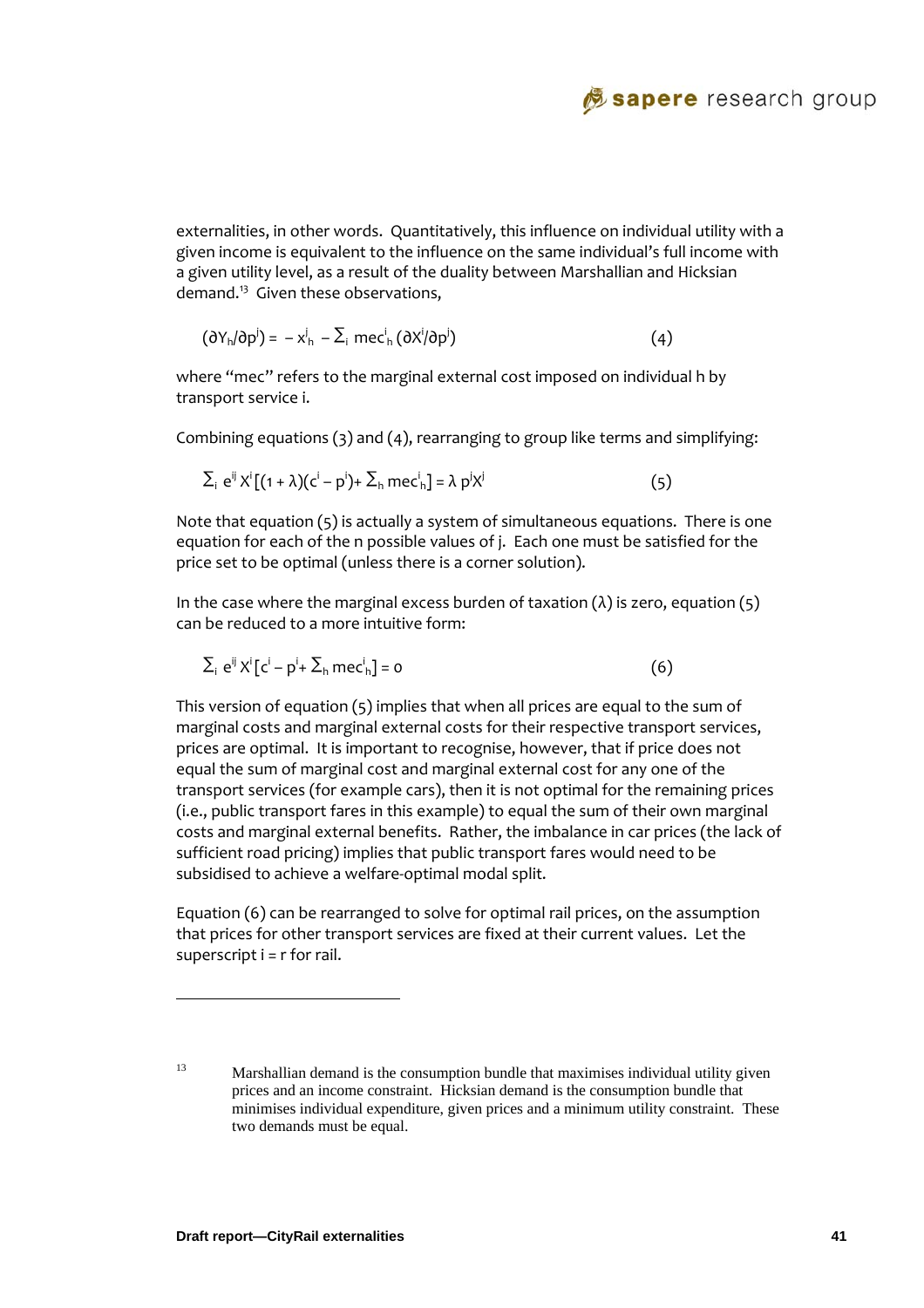externalities, in other words. Quantitatively, this influence on individual utility with a given income is equivalent to the influence on the same individual's full income with a given utility level, as a result of the duality between Marshallian and Hicksian demand.[13] Given these observations,

$$(\partial Y_h/\partial p^j) = -x^j_h - \Sigma_i \, \text{mec}^i_h \, (\partial X^i/\partial p^j) \qquad (4)$$

where "mec" refers to the marginal external cost imposed on individual h by transport service i.

Combining equations (3) and (4), rearranging to group like terms and simplifying:

$$\Sigma_i \, e^{ij} X^i [(1+\lambda)(c^i - p^i) + \Sigma_h \, \text{mec}^i_h] = \lambda \, p^j X^j \qquad (5)$$

Note that equation (5) is actually a system of simultaneous equations. There is one equation for each of the n possible values of j. Each one must be satisfied for the price set to be optimal (unless there is a corner solution).

In the case where the marginal excess burden of taxation (λ) is zero, equation (5) can be reduced to a more intuitive form:

$$\Sigma_i \, e^{ij} X^i [c^i - p^i + \Sigma_h \, \text{mec}^i_h] = 0 \qquad (6)$$

This version of equation (5) implies that when all prices are equal to the sum of marginal costs and marginal external costs for their respective transport services, prices are optimal. It is important to recognise, however, that if price does not equal the sum of marginal cost and marginal external cost for any one of the transport services (for example cars), then it is not optimal for the remaining prices (i.e., public transport fares in this example) to equal the sum of their own marginal costs and marginal external benefits. Rather, the imbalance in car prices (the lack of sufficient road pricing) implies that public transport fares would need to be subsidised to achieve a welfare-optimal modal split.

Equation (6) can be rearranged to solve for optimal rail prices, on the assumption that prices for other transport services are fixed at their current values. Let the superscript i = r for rail.

---

[13] Marshallian demand is the consumption bundle that maximises individual utility given prices and an income constraint. Hicksian demand is the consumption bundle that minimises individual expenditure, given prices and a minimum utility constraint. These two demands must be equal.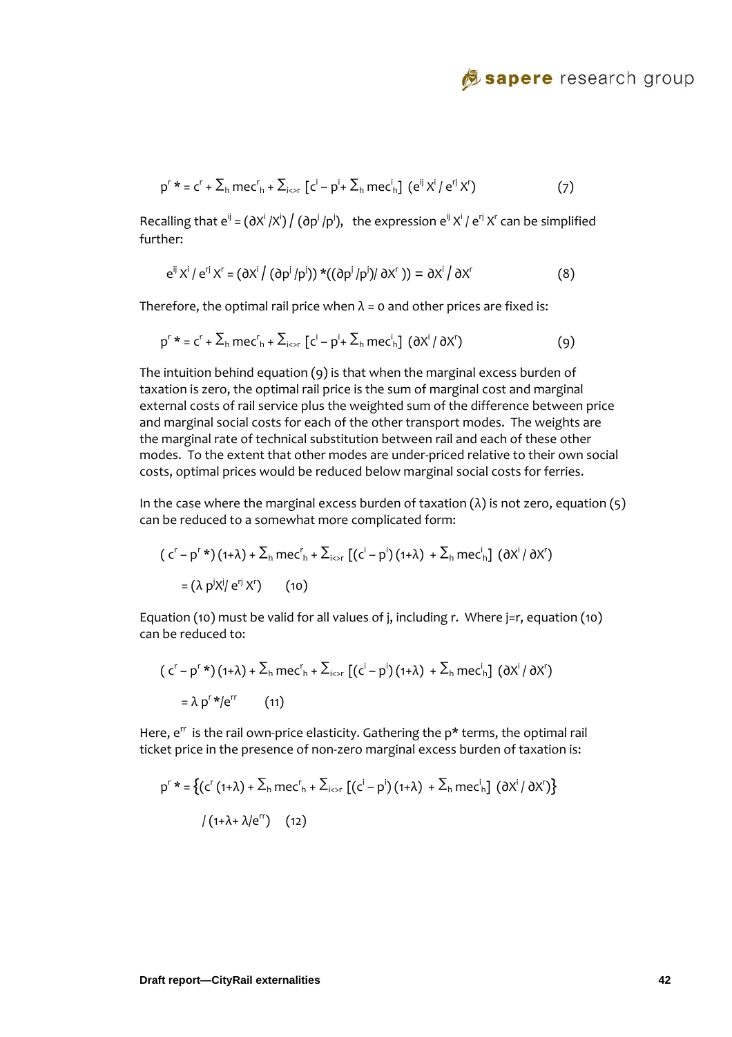$$p^{r*} = c^r + \Sigma_h \, mec^r_h + \Sigma_{i<>r} \, [c^i - p^i + \Sigma_h \, mec^i_h] \; (e^{ij} X^i / e^{rj} X^r) \qquad (7)$$

Recalling that $e^{ij} = (\partial X^i / X^i) / (\partial p^j / p^j)$, the expression $e^{ij} X^i / e^{rj} X^r$ can be simplified further:

$$e^{ij} X^i / e^{rj} X^r = (\partial X^i / (\partial p^j / p^j)) * ((\partial p^j / p^j) / \partial X^r)) = \partial X^i / \partial X^r \qquad (8)$$

Therefore, the optimal rail price when $\lambda = 0$ and other prices are fixed is:

$$p^{r*} = c^r + \Sigma_h \, mec^r_h + \Sigma_{i<>r} \, [c^i - p^i + \Sigma_h \, mec^i_h] \; (\partial X^i / \partial X^r) \qquad (9)$$

The intuition behind equation (9) is that when the marginal excess burden of taxation is zero, the optimal rail price is the sum of marginal cost and marginal external costs of rail service plus the weighted sum of the difference between price and marginal social costs for each of the other transport modes. The weights are the marginal rate of technical substitution between rail and each of these other modes. To the extent that other modes are under-priced relative to their own social costs, optimal prices would be reduced below marginal social costs for ferries.

In the case where the marginal excess burden of taxation ($\lambda$) is not zero, equation (5) can be reduced to a somewhat more complicated form:

$$(c^r - p^{r*})(1+\lambda) + \Sigma_h \, mec^r_h + \Sigma_{i<>r} \, [(c^i - p^i)(1+\lambda) + \Sigma_h \, mec^i_h] \; (\partial X^i / \partial X^r)$$
$$= (\lambda \, p^j X^j / e^{rj} X^r) \qquad (10)$$

Equation (10) must be valid for all values of j, including r. Where j=r, equation (10) can be reduced to:

$$(c^r - p^{r*})(1+\lambda) + \Sigma_h \, mec^r_h + \Sigma_{i<>r} \, [(c^i - p^i)(1+\lambda) + \Sigma_h \, mec^i_h] \; (\partial X^i / \partial X^r)$$
$$= \lambda \, p^{r*} / e^{rr} \qquad (11)$$

Here, $e^{rr}$ is the rail own-price elasticity. Gathering the p* terms, the optimal rail ticket price in the presence of non-zero marginal excess burden of taxation is:

$$p^{r*} = \{(c^r (1+\lambda) + \Sigma_h \, mec^r_h + \Sigma_{i<>r} \, [(c^i - p^i)(1+\lambda) + \Sigma_h \, mec^i_h] \; (\partial X^i / \partial X^r)\}$$
$$/ \, (1+\lambda + \lambda / e^{rr}) \qquad (12)$$